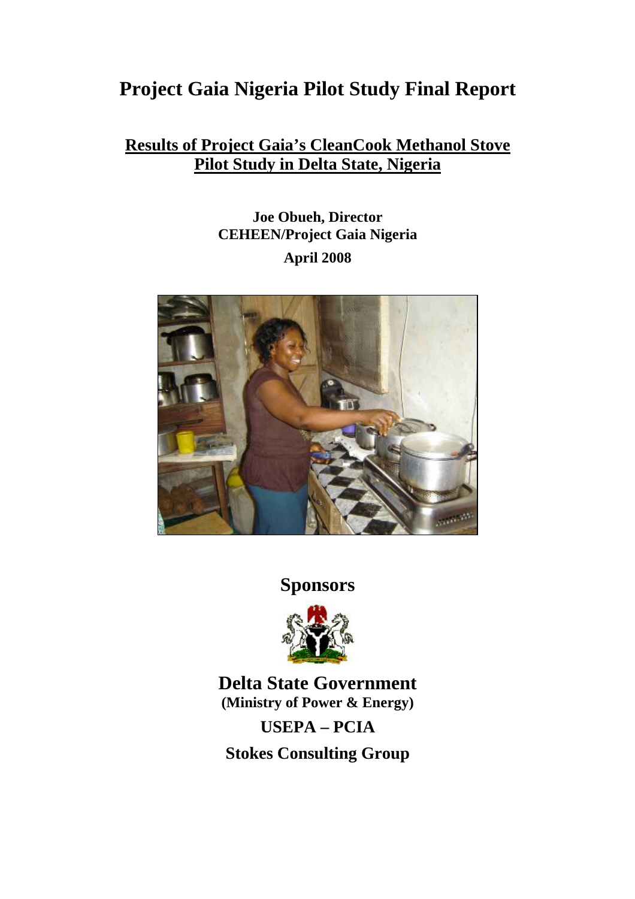# Project Gaia Nigeria Pilot Study Final Report

## Results of Project Gaia's CleanCook Methanol Stove Pilot Study in Delta State, Nigeria

**Joe Obueh, Director**
**CEHEEN/Project Gaia Nigeria**

**April 2008**

## Sponsors

**Delta State Government**
**(Ministry of Power & Energy)**

**USEPA – PCIA**

**Stokes Consulting Group**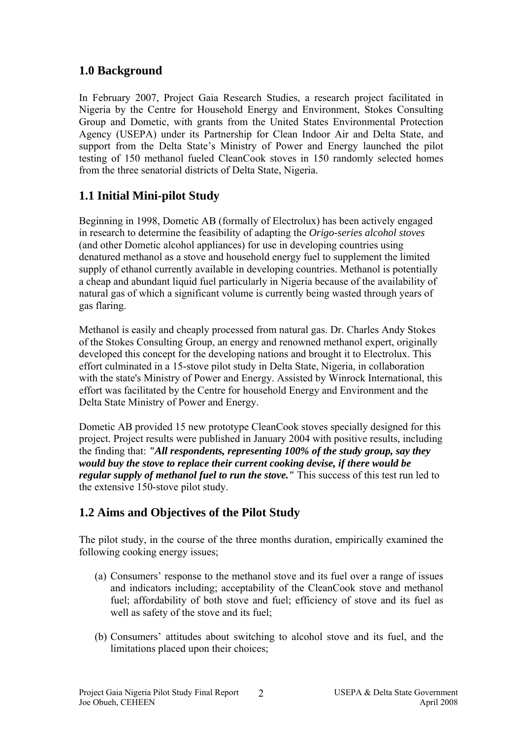## 1.0 Background

In February 2007, Project Gaia Research Studies, a research project facilitated in Nigeria by the Centre for Household Energy and Environment, Stokes Consulting Group and Dometic, with grants from the United States Environmental Protection Agency (USEPA) under its Partnership for Clean Indoor Air and Delta State, and support from the Delta State's Ministry of Power and Energy launched the pilot testing of 150 methanol fueled CleanCook stoves in 150 randomly selected homes from the three senatorial districts of Delta State, Nigeria.

## 1.1 Initial Mini-pilot Study

Beginning in 1998, Dometic AB (formally of Electrolux) has been actively engaged in research to determine the feasibility of adapting the *Origo-series alcohol stoves* (and other Dometic alcohol appliances) for use in developing countries using denatured methanol as a stove and household energy fuel to supplement the limited supply of ethanol currently available in developing countries. Methanol is potentially a cheap and abundant liquid fuel particularly in Nigeria because of the availability of natural gas of which a significant volume is currently being wasted through years of gas flaring.

Methanol is easily and cheaply processed from natural gas. Dr. Charles Andy Stokes of the Stokes Consulting Group, an energy and renowned methanol expert, originally developed this concept for the developing nations and brought it to Electrolux. This effort culminated in a 15-stove pilot study in Delta State, Nigeria, in collaboration with the state's Ministry of Power and Energy. Assisted by Winrock International, this effort was facilitated by the Centre for household Energy and Environment and the Delta State Ministry of Power and Energy.

Dometic AB provided 15 new prototype CleanCook stoves specially designed for this project. Project results were published in January 2004 with positive results, including the finding that: ***"All respondents, representing 100% of the study group, say they would buy the stove to replace their current cooking devise, if there would be regular supply of methanol fuel to run the stove."*** This success of this test run led to the extensive 150-stove pilot study.

## 1.2 Aims and Objectives of the Pilot Study

The pilot study, in the course of the three months duration, empirically examined the following cooking energy issues;

(a) Consumers' response to the methanol stove and its fuel over a range of issues and indicators including; acceptability of the CleanCook stove and methanol fuel; affordability of both stove and fuel; efficiency of stove and its fuel as well as safety of the stove and its fuel;

(b) Consumers' attitudes about switching to alcohol stove and its fuel, and the limitations placed upon their choices;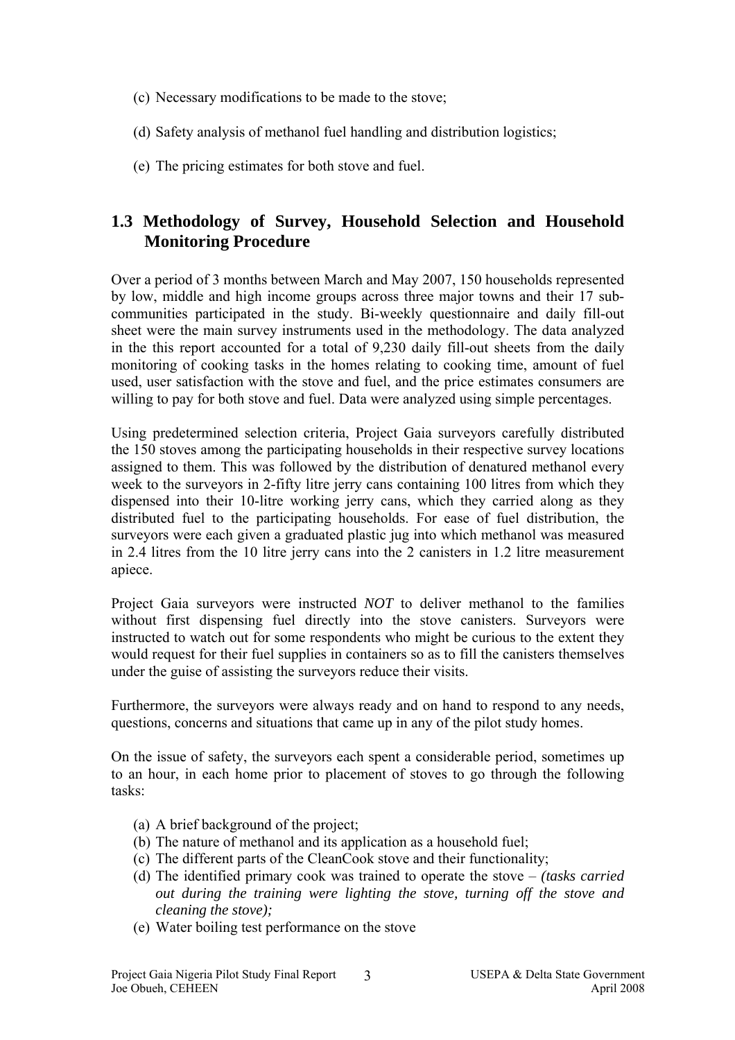(c) Necessary modifications to be made to the stove;

(d) Safety analysis of methanol fuel handling and distribution logistics;

(e) The pricing estimates for both stove and fuel.

## 1.3 Methodology of Survey, Household Selection and Household Monitoring Procedure

Over a period of 3 months between March and May 2007, 150 households represented by low, middle and high income groups across three major towns and their 17 sub-communities participated in the study. Bi-weekly questionnaire and daily fill-out sheet were the main survey instruments used in the methodology. The data analyzed in the this report accounted for a total of 9,230 daily fill-out sheets from the daily monitoring of cooking tasks in the homes relating to cooking time, amount of fuel used, user satisfaction with the stove and fuel, and the price estimates consumers are willing to pay for both stove and fuel. Data were analyzed using simple percentages.

Using predetermined selection criteria, Project Gaia surveyors carefully distributed the 150 stoves among the participating households in their respective survey locations assigned to them. This was followed by the distribution of denatured methanol every week to the surveyors in 2-fifty litre jerry cans containing 100 litres from which they dispensed into their 10-litre working jerry cans, which they carried along as they distributed fuel to the participating households. For ease of fuel distribution, the surveyors were each given a graduated plastic jug into which methanol was measured in 2.4 litres from the 10 litre jerry cans into the 2 canisters in 1.2 litre measurement apiece.

Project Gaia surveyors were instructed *NOT* to deliver methanol to the families without first dispensing fuel directly into the stove canisters. Surveyors were instructed to watch out for some respondents who might be curious to the extent they would request for their fuel supplies in containers so as to fill the canisters themselves under the guise of assisting the surveyors reduce their visits.

Furthermore, the surveyors were always ready and on hand to respond to any needs, questions, concerns and situations that came up in any of the pilot study homes.

On the issue of safety, the surveyors each spent a considerable period, sometimes up to an hour, in each home prior to placement of stoves to go through the following tasks:

(a) A brief background of the project;
(b) The nature of methanol and its application as a household fuel;
(c) The different parts of the CleanCook stove and their functionality;
(d) The identified primary cook was trained to operate the stove – *(tasks carried out during the training were lighting the stove, turning off the stove and cleaning the stove);*
(e) Water boiling test performance on the stove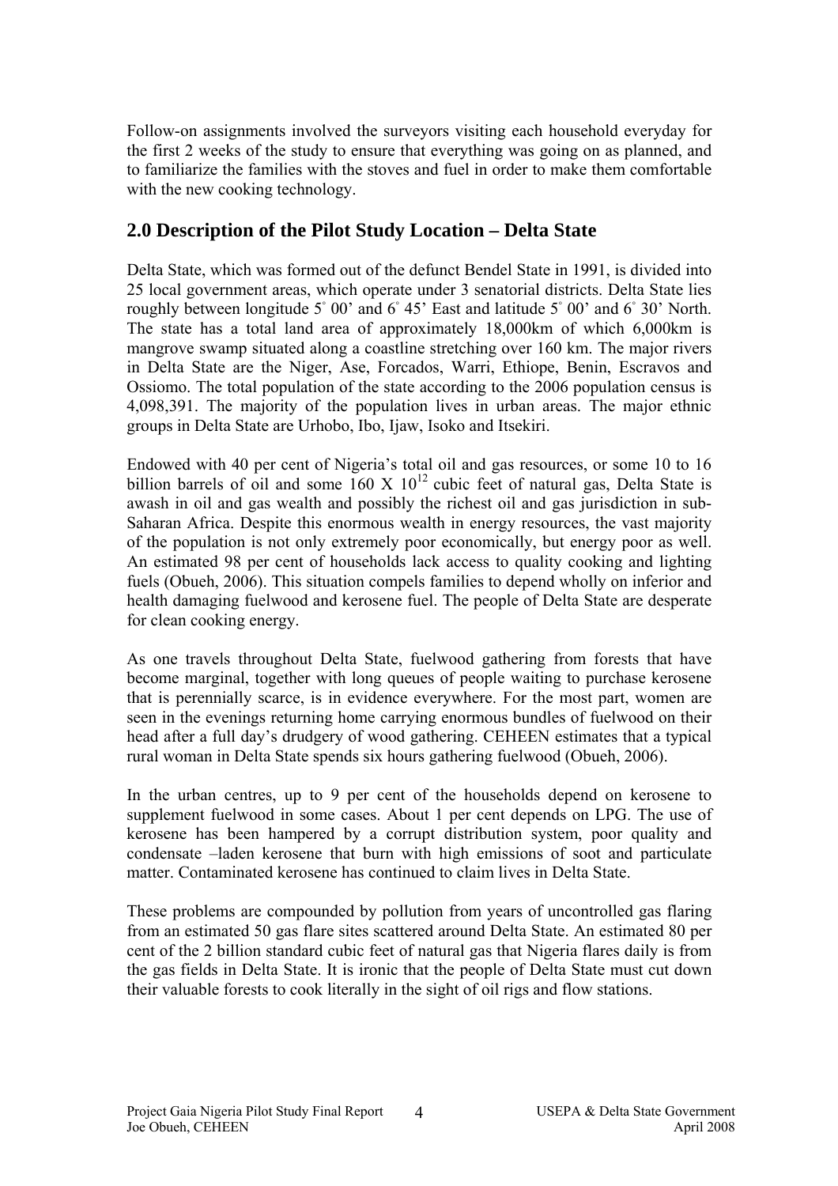Follow-on assignments involved the surveyors visiting each household everyday for the first 2 weeks of the study to ensure that everything was going on as planned, and to familiarize the families with the stoves and fuel in order to make them comfortable with the new cooking technology.

## 2.0 Description of the Pilot Study Location – Delta State

Delta State, which was formed out of the defunct Bendel State in 1991, is divided into 25 local government areas, which operate under 3 senatorial districts. Delta State lies roughly between longitude 5° 00' and 6° 45' East and latitude 5° 00' and 6° 30' North. The state has a total land area of approximately 18,000km of which 6,000km is mangrove swamp situated along a coastline stretching over 160 km. The major rivers in Delta State are the Niger, Ase, Forcados, Warri, Ethiope, Benin, Escravos and Ossiomo. The total population of the state according to the 2006 population census is 4,098,391. The majority of the population lives in urban areas. The major ethnic groups in Delta State are Urhobo, Ibo, Ijaw, Isoko and Itsekiri.

Endowed with 40 per cent of Nigeria's total oil and gas resources, or some 10 to 16 billion barrels of oil and some $160 \times 10^{12}$ cubic feet of natural gas, Delta State is awash in oil and gas wealth and possibly the richest oil and gas jurisdiction in sub-Saharan Africa. Despite this enormous wealth in energy resources, the vast majority of the population is not only extremely poor economically, but energy poor as well. An estimated 98 per cent of households lack access to quality cooking and lighting fuels (Obueh, 2006). This situation compels families to depend wholly on inferior and health damaging fuelwood and kerosene fuel. The people of Delta State are desperate for clean cooking energy.

As one travels throughout Delta State, fuelwood gathering from forests that have become marginal, together with long queues of people waiting to purchase kerosene that is perennially scarce, is in evidence everywhere. For the most part, women are seen in the evenings returning home carrying enormous bundles of fuelwood on their head after a full day's drudgery of wood gathering. CEHEEN estimates that a typical rural woman in Delta State spends six hours gathering fuelwood (Obueh, 2006).

In the urban centres, up to 9 per cent of the households depend on kerosene to supplement fuelwood in some cases. About 1 per cent depends on LPG. The use of kerosene has been hampered by a corrupt distribution system, poor quality and condensate –laden kerosene that burn with high emissions of soot and particulate matter. Contaminated kerosene has continued to claim lives in Delta State.

These problems are compounded by pollution from years of uncontrolled gas flaring from an estimated 50 gas flare sites scattered around Delta State. An estimated 80 per cent of the 2 billion standard cubic feet of natural gas that Nigeria flares daily is from the gas fields in Delta State. It is ironic that the people of Delta State must cut down their valuable forests to cook literally in the sight of oil rigs and flow stations.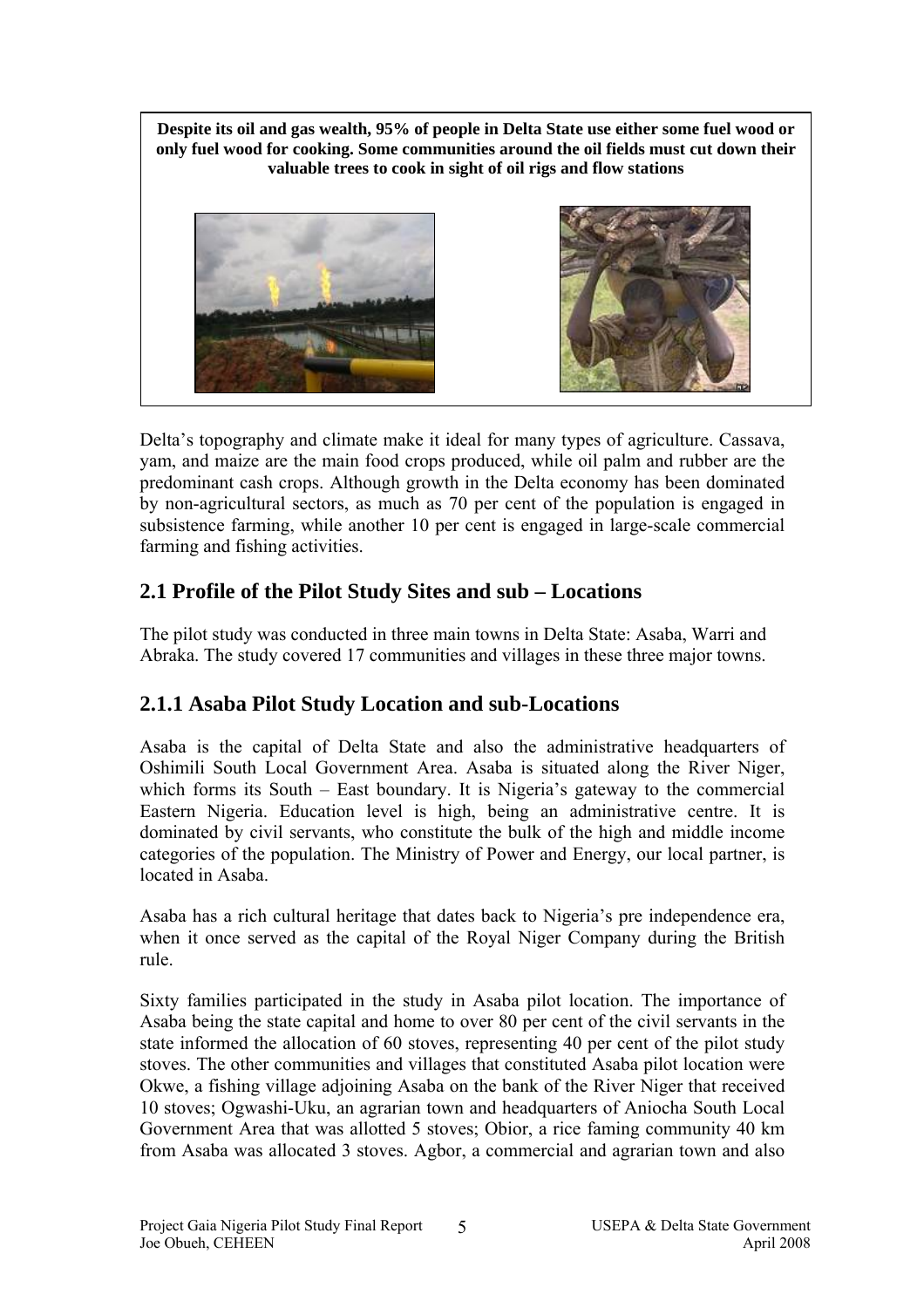**Despite its oil and gas wealth, 95% of people in Delta State use either some fuel wood or only fuel wood for cooking. Some communities around the oil fields must cut down their valuable trees to cook in sight of oil rigs and flow stations**

Delta's topography and climate make it ideal for many types of agriculture. Cassava, yam, and maize are the main food crops produced, while oil palm and rubber are the predominant cash crops. Although growth in the Delta economy has been dominated by non-agricultural sectors, as much as 70 per cent of the population is engaged in subsistence farming, while another 10 per cent is engaged in large-scale commercial farming and fishing activities.

## 2.1 Profile of the Pilot Study Sites and sub – Locations

The pilot study was conducted in three main towns in Delta State: Asaba, Warri and Abraka. The study covered 17 communities and villages in these three major towns.

### 2.1.1 Asaba Pilot Study Location and sub-Locations

Asaba is the capital of Delta State and also the administrative headquarters of Oshimili South Local Government Area. Asaba is situated along the River Niger, which forms its South – East boundary. It is Nigeria's gateway to the commercial Eastern Nigeria. Education level is high, being an administrative centre. It is dominated by civil servants, who constitute the bulk of the high and middle income categories of the population. The Ministry of Power and Energy, our local partner, is located in Asaba.

Asaba has a rich cultural heritage that dates back to Nigeria's pre independence era, when it once served as the capital of the Royal Niger Company during the British rule.

Sixty families participated in the study in Asaba pilot location. The importance of Asaba being the state capital and home to over 80 per cent of the civil servants in the state informed the allocation of 60 stoves, representing 40 per cent of the pilot study stoves. The other communities and villages that constituted Asaba pilot location were Okwe, a fishing village adjoining Asaba on the bank of the River Niger that received 10 stoves; Ogwashi-Uku, an agrarian town and headquarters of Aniocha South Local Government Area that was allotted 5 stoves; Obior, a rice faming community 40 km from Asaba was allocated 3 stoves. Agbor, a commercial and agrarian town and also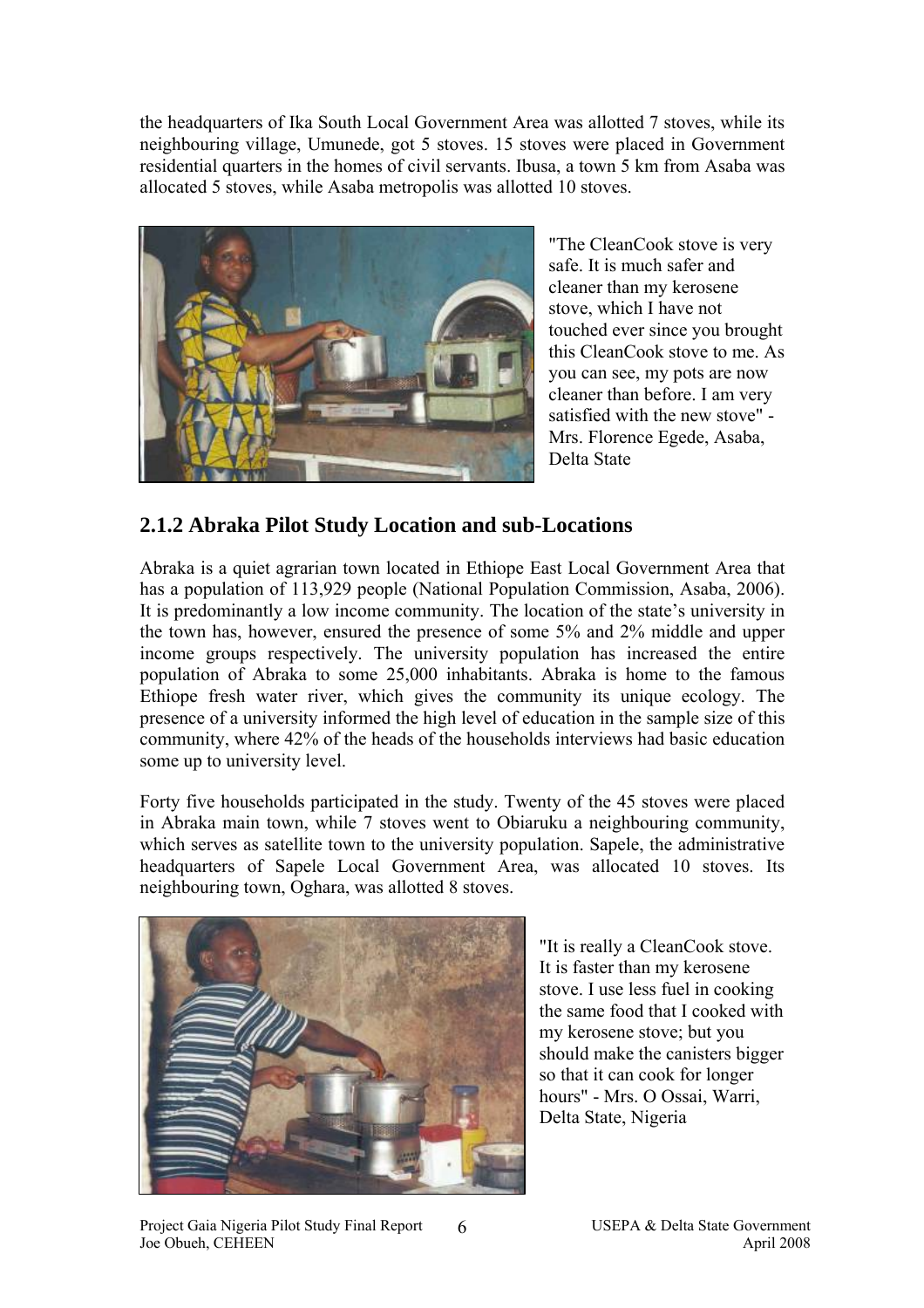the headquarters of Ika South Local Government Area was allotted 7 stoves, while its neighbouring village, Umunede, got 5 stoves. 15 stoves were placed in Government residential quarters in the homes of civil servants. Ibusa, a town 5 km from Asaba was allocated 5 stoves, while Asaba metropolis was allotted 10 stoves.

"The CleanCook stove is very safe. It is much safer and cleaner than my kerosene stove, which I have not touched ever since you brought this CleanCook stove to me. As you can see, my pots are now cleaner than before. I am very satisfied with the new stove" - Mrs. Florence Egede, Asaba, Delta State

## 2.1.2 Abraka Pilot Study Location and sub-Locations

Abraka is a quiet agrarian town located in Ethiope East Local Government Area that has a population of 113,929 people (National Population Commission, Asaba, 2006). It is predominantly a low income community. The location of the state's university in the town has, however, ensured the presence of some 5% and 2% middle and upper income groups respectively. The university population has increased the entire population of Abraka to some 25,000 inhabitants. Abraka is home to the famous Ethiope fresh water river, which gives the community its unique ecology. The presence of a university informed the high level of education in the sample size of this community, where 42% of the heads of the households interviews had basic education some up to university level.

Forty five households participated in the study. Twenty of the 45 stoves were placed in Abraka main town, while 7 stoves went to Obiaruku a neighbouring community, which serves as satellite town to the university population. Sapele, the administrative headquarters of Sapele Local Government Area, was allocated 10 stoves. Its neighbouring town, Oghara, was allotted 8 stoves.

"It is really a CleanCook stove. It is faster than my kerosene stove. I use less fuel in cooking the same food that I cooked with my kerosene stove; but you should make the canisters bigger so that it can cook for longer hours" - Mrs. O Ossai, Warri, Delta State, Nigeria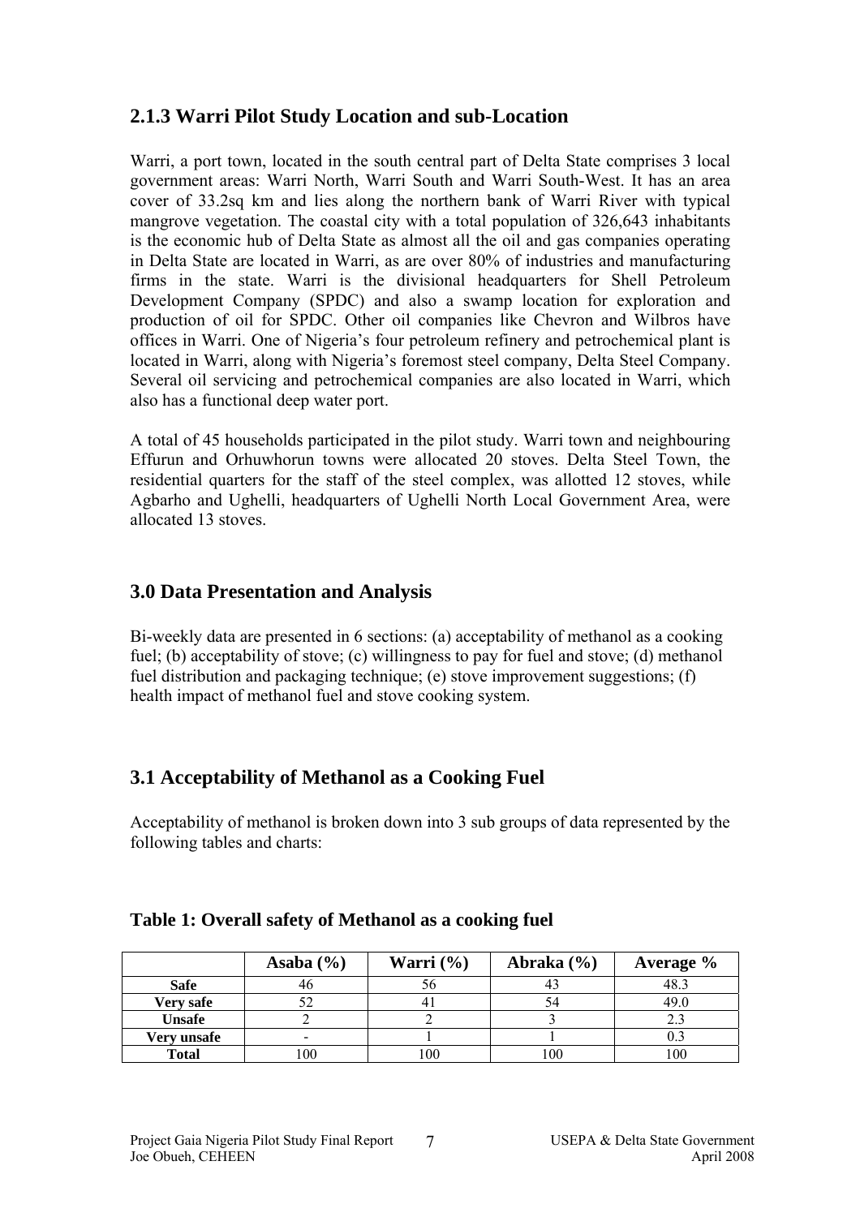### 2.1.3 Warri Pilot Study Location and sub-Location

Warri, a port town, located in the south central part of Delta State comprises 3 local government areas: Warri North, Warri South and Warri South-West. It has an area cover of 33.2sq km and lies along the northern bank of Warri River with typical mangrove vegetation. The coastal city with a total population of 326,643 inhabitants is the economic hub of Delta State as almost all the oil and gas companies operating in Delta State are located in Warri, as are over 80% of industries and manufacturing firms in the state. Warri is the divisional headquarters for Shell Petroleum Development Company (SPDC) and also a swamp location for exploration and production of oil for SPDC. Other oil companies like Chevron and Wilbros have offices in Warri. One of Nigeria's four petroleum refinery and petrochemical plant is located in Warri, along with Nigeria's foremost steel company, Delta Steel Company. Several oil servicing and petrochemical companies are also located in Warri, which also has a functional deep water port.

A total of 45 households participated in the pilot study. Warri town and neighbouring Effurun and Orhuwhorun towns were allocated 20 stoves. Delta Steel Town, the residential quarters for the staff of the steel complex, was allotted 12 stoves, while Agbarho and Ughelli, headquarters of Ughelli North Local Government Area, were allocated 13 stoves.

## 3.0 Data Presentation and Analysis

Bi-weekly data are presented in 6 sections: (a) acceptability of methanol as a cooking fuel; (b) acceptability of stove; (c) willingness to pay for fuel and stove; (d) methanol fuel distribution and packaging technique; (e) stove improvement suggestions; (f) health impact of methanol fuel and stove cooking system.

## 3.1 Acceptability of Methanol as a Cooking Fuel

Acceptability of methanol is broken down into 3 sub groups of data represented by the following tables and charts:

**Table 1: Overall safety of Methanol as a cooking fuel**

| | Asaba (%) | Warri (%) | Abraka (%) | Average % |
|---|---|---|---|---|
| **Safe** | 46 | 56 | 43 | 48.3 |
| **Very safe** | 52 | 41 | 54 | 49.0 |
| **Unsafe** | 2 | 2 | 3 | 2.3 |
| **Very unsafe** | - | 1 | 1 | 0.3 |
| **Total** | 100 | 100 | 100 | 100 |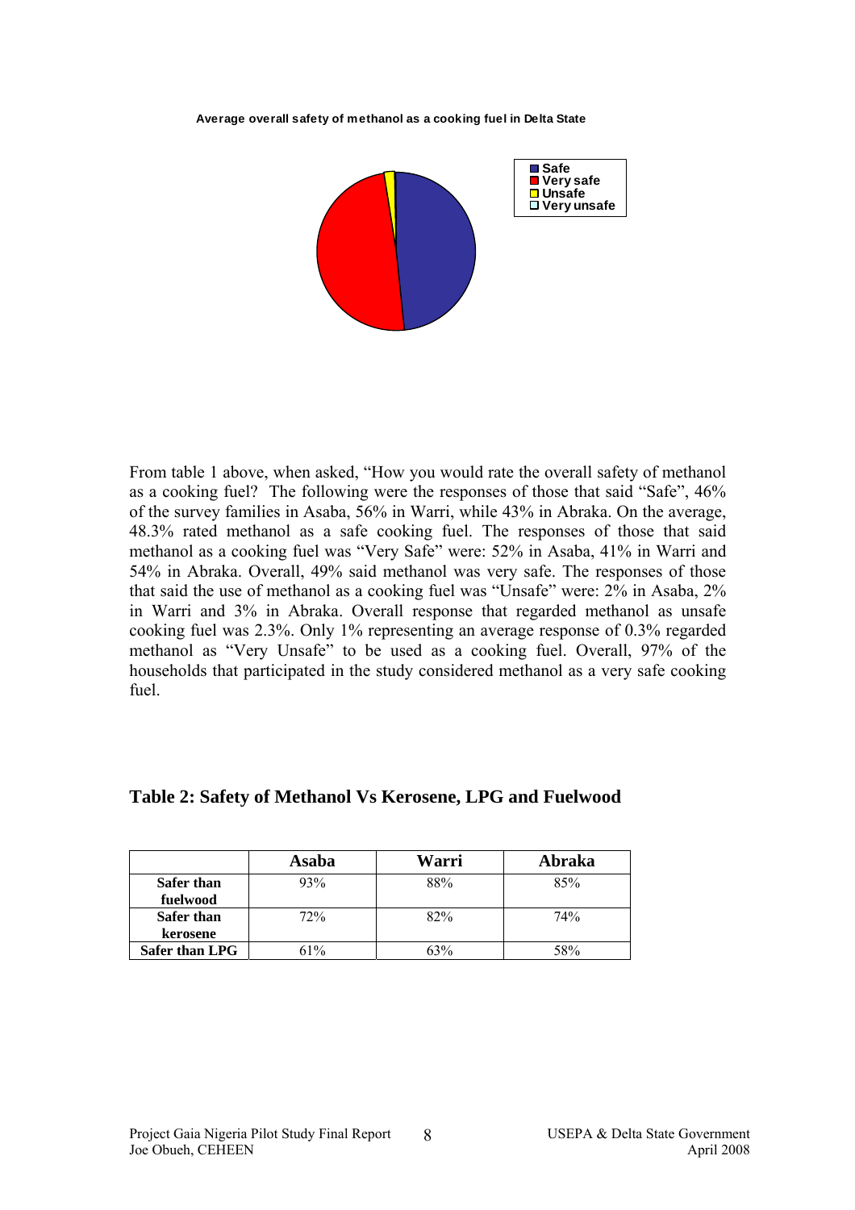**Average overall safety of methanol as a cooking fuel in Delta State**

- Safe
- Very safe
- Unsafe
- Very unsafe

From table 1 above, when asked, "How you would rate the overall safety of methanol as a cooking fuel? The following were the responses of those that said "Safe", 46% of the survey families in Asaba, 56% in Warri, while 43% in Abraka. On the average, 48.3% rated methanol as a safe cooking fuel. The responses of those that said methanol as a cooking fuel was "Very Safe" were: 52% in Asaba, 41% in Warri and 54% in Abraka. Overall, 49% said methanol was very safe. The responses of those that said the use of methanol as a cooking fuel was "Unsafe" were: 2% in Asaba, 2% in Warri and 3% in Abraka. Overall response that regarded methanol as unsafe cooking fuel was 2.3%. Only 1% representing an average response of 0.3% regarded methanol as "Very Unsafe" to be used as a cooking fuel. Overall, 97% of the households that participated in the study considered methanol as a very safe cooking fuel.

## Table 2: Safety of Methanol Vs Kerosene, LPG and Fuelwood

| | Asaba | Warri | Abraka |
|---|---|---|---|
| **Safer than fuelwood** | 93% | 88% | 85% |
| **Safer than kerosene** | 72% | 82% | 74% |
| **Safer than LPG** | 61% | 63% | 58% |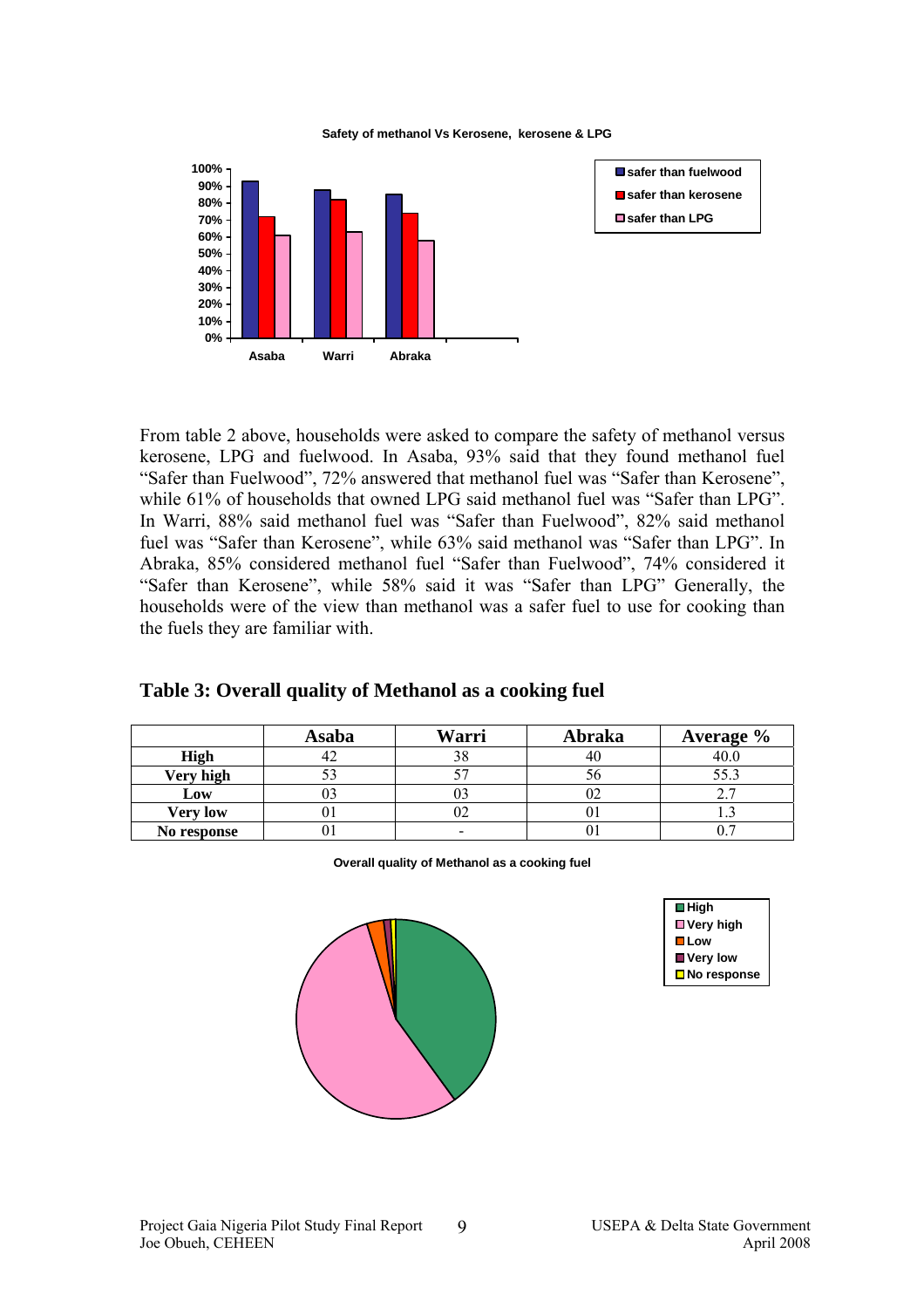Safety of methanol Vs Kerosene, kerosene & LPG

From table 2 above, households were asked to compare the safety of methanol versus kerosene, LPG and fuelwood. In Asaba, 93% said that they found methanol fuel "Safer than Fuelwood", 72% answered that methanol fuel was "Safer than Kerosene", while 61% of households that owned LPG said methanol fuel was "Safer than LPG". In Warri, 88% said methanol fuel was "Safer than Fuelwood", 82% said methanol fuel was "Safer than Kerosene", while 63% said methanol was "Safer than LPG". In Abraka, 85% considered methanol fuel "Safer than Fuelwood", 74% considered it "Safer than Kerosene", while 58% said it was "Safer than LPG" Generally, the households were of the view than methanol was a safer fuel to use for cooking than the fuels they are familiar with.

## Table 3: Overall quality of Methanol as a cooking fuel

| | Asaba | Warri | Abraka | Average % |
|---|---|---|---|---|
| **High** | 42 | 38 | 40 | 40.0 |
| **Very high** | 53 | 57 | 56 | 55.3 |
| **Low** | 03 | 03 | 02 | 2.7 |
| **Very low** | 01 | 02 | 01 | 1.3 |
| **No response** | 01 | - | 01 | 0.7 |

Overall quality of Methanol as a cooking fuel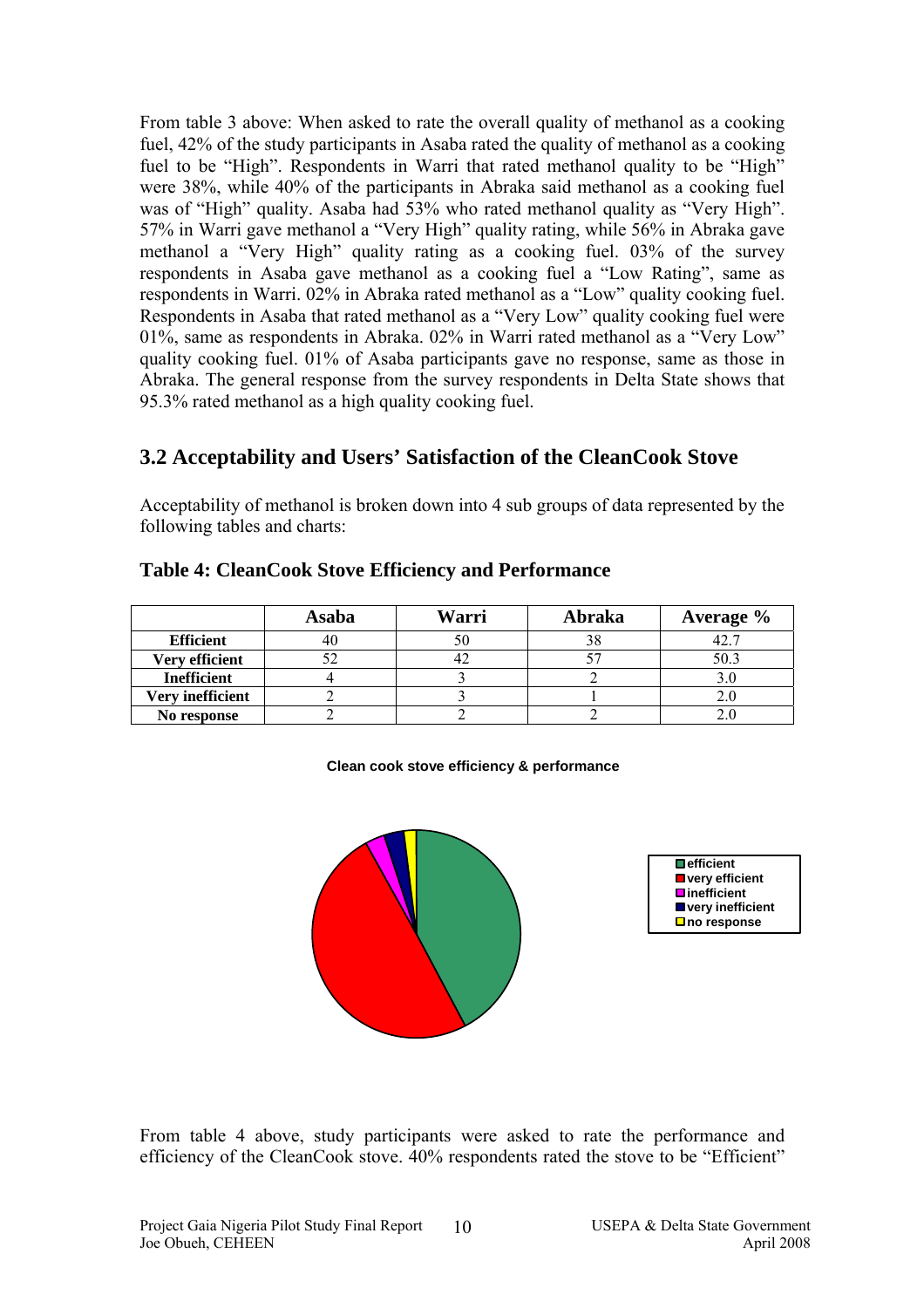From table 3 above: When asked to rate the overall quality of methanol as a cooking fuel, 42% of the study participants in Asaba rated the quality of methanol as a cooking fuel to be "High". Respondents in Warri that rated methanol quality to be "High" were 38%, while 40% of the participants in Abraka said methanol as a cooking fuel was of "High" quality. Asaba had 53% who rated methanol quality as "Very High". 57% in Warri gave methanol a "Very High" quality rating, while 56% in Abraka gave methanol a "Very High" quality rating as a cooking fuel. 03% of the survey respondents in Asaba gave methanol as a cooking fuel a "Low Rating", same as respondents in Warri. 02% in Abraka rated methanol as a "Low" quality cooking fuel. Respondents in Asaba that rated methanol as a "Very Low" quality cooking fuel were 01%, same as respondents in Abraka. 02% in Warri rated methanol as a "Very Low" quality cooking fuel. 01% of Asaba participants gave no response, same as those in Abraka. The general response from the survey respondents in Delta State shows that 95.3% rated methanol as a high quality cooking fuel.

## 3.2 Acceptability and Users' Satisfaction of the CleanCook Stove

Acceptability of methanol is broken down into 4 sub groups of data represented by the following tables and charts:

### Table 4: CleanCook Stove Efficiency and Performance

| | Asaba | Warri | Abraka | Average % |
|---|---|---|---|---|
| **Efficient** | 40 | 50 | 38 | 42.7 |
| **Very efficient** | 52 | 42 | 57 | 50.3 |
| **Inefficient** | 4 | 3 | 2 | 3.0 |
| **Very inefficient** | 2 | 3 | 1 | 2.0 |
| **No response** | 2 | 2 | 2 | 2.0 |

**Clean cook stove efficiency & performance**

- efficient
- very efficient
- inefficient
- very inefficient
- no response

From table 4 above, study participants were asked to rate the performance and efficiency of the CleanCook stove. 40% respondents rated the stove to be "Efficient"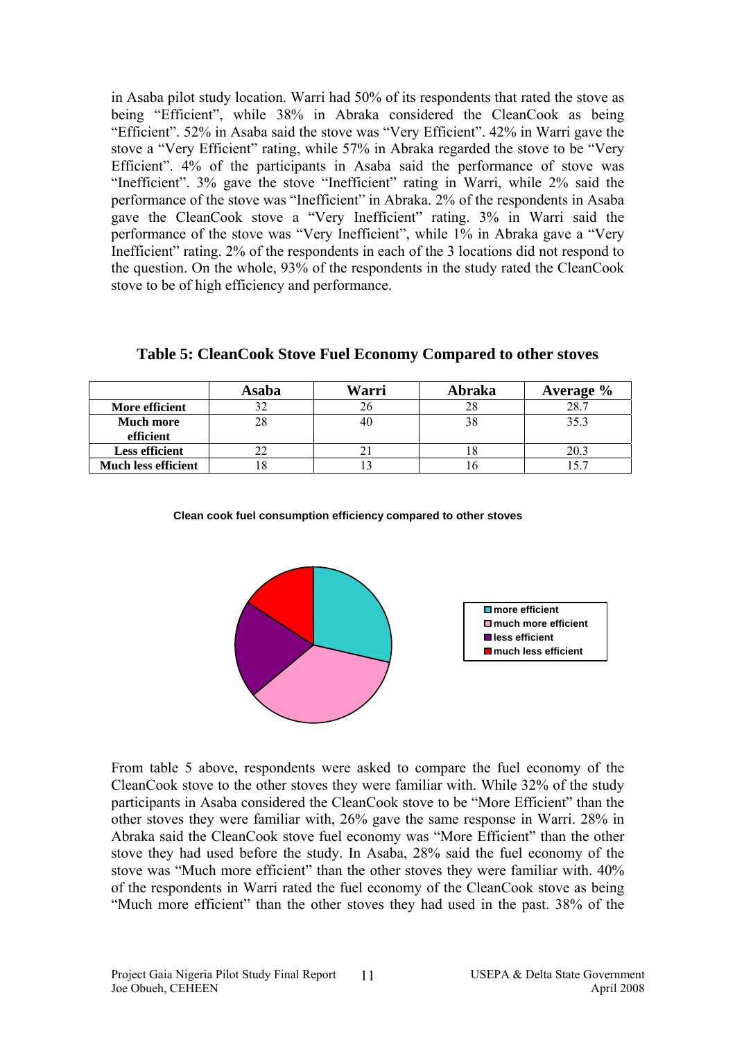in Asaba pilot study location. Warri had 50% of its respondents that rated the stove as being "Efficient", while 38% in Abraka considered the CleanCook as being "Efficient". 52% in Asaba said the stove was "Very Efficient". 42% in Warri gave the stove a "Very Efficient" rating, while 57% in Abraka regarded the stove to be "Very Efficient". 4% of the participants in Asaba said the performance of stove was "Inefficient". 3% gave the stove "Inefficient" rating in Warri, while 2% said the performance of the stove was "Inefficient" in Abraka. 2% of the respondents in Asaba gave the CleanCook stove a "Very Inefficient" rating. 3% in Warri said the performance of the stove was "Very Inefficient", while 1% in Abraka gave a "Very Inefficient" rating. 2% of the respondents in each of the 3 locations did not respond to the question. On the whole, 93% of the respondents in the study rated the CleanCook stove to be of high efficiency and performance.

**Table 5: CleanCook Stove Fuel Economy Compared to other stoves**

| | Asaba | Warri | Abraka | Average % |
|---|---|---|---|---|
| **More efficient** | 32 | 26 | 28 | 28.7 |
| **Much more efficient** | 28 | 40 | 38 | 35.3 |
| **Less efficient** | 22 | 21 | 18 | 20.3 |
| **Much less efficient** | 18 | 13 | 16 | 15.7 |

**Clean cook fuel consumption efficiency compared to other stoves**

From table 5 above, respondents were asked to compare the fuel economy of the CleanCook stove to the other stoves they were familiar with. While 32% of the study participants in Asaba considered the CleanCook stove to be "More Efficient" than the other stoves they were familiar with, 26% gave the same response in Warri. 28% in Abraka said the CleanCook stove fuel economy was "More Efficient" than the other stove they had used before the study. In Asaba, 28% said the fuel economy of the stove was "Much more efficient" than the other stoves they were familiar with. 40% of the respondents in Warri rated the fuel economy of the CleanCook stove as being "Much more efficient" than the other stoves they had used in the past. 38% of the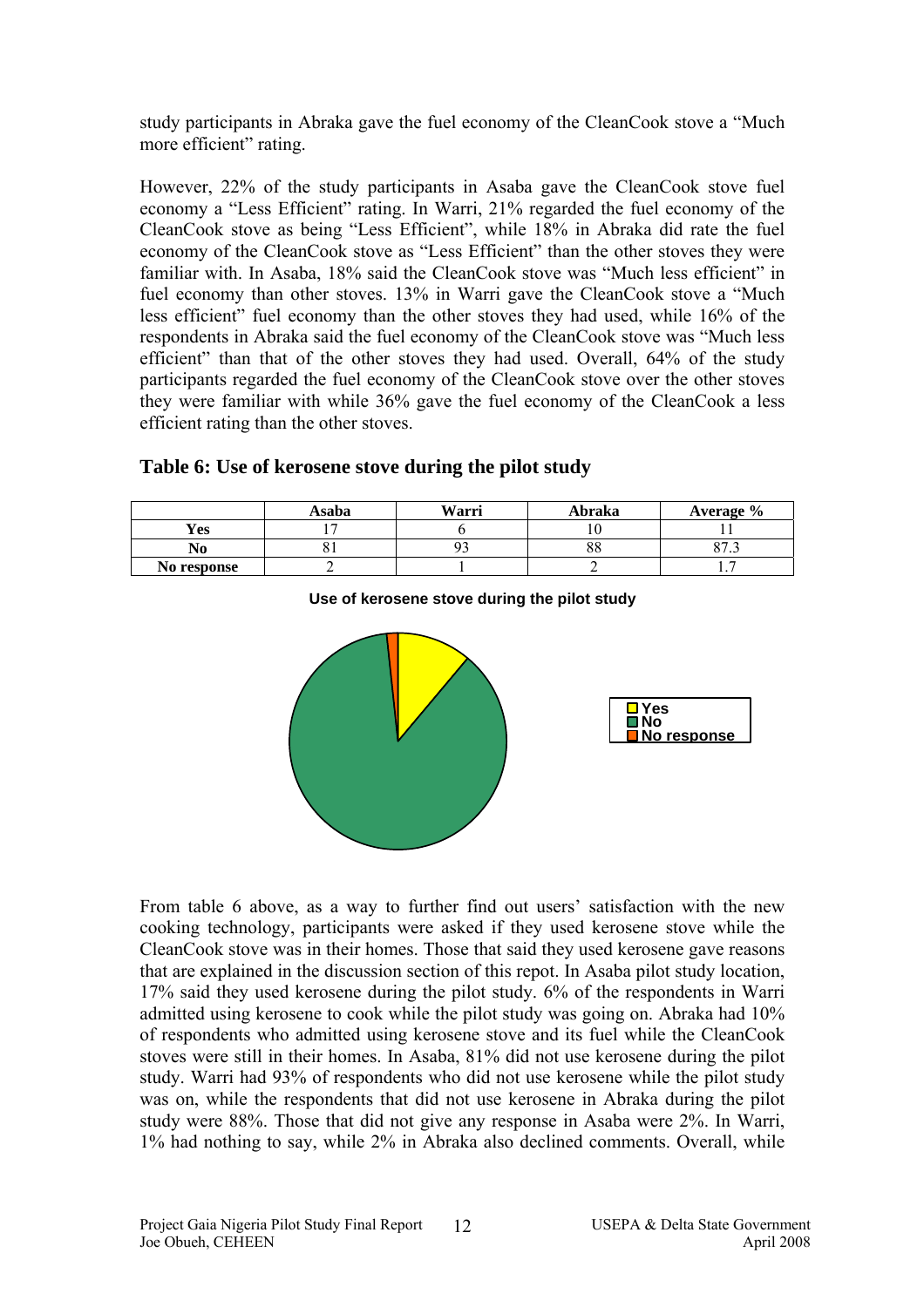study participants in Abraka gave the fuel economy of the CleanCook stove a "Much more efficient" rating.

However, 22% of the study participants in Asaba gave the CleanCook stove fuel economy a "Less Efficient" rating. In Warri, 21% regarded the fuel economy of the CleanCook stove as being "Less Efficient", while 18% in Abraka did rate the fuel economy of the CleanCook stove as "Less Efficient" than the other stoves they were familiar with. In Asaba, 18% said the CleanCook stove was "Much less efficient" in fuel economy than other stoves. 13% in Warri gave the CleanCook stove a "Much less efficient" fuel economy than the other stoves they had used, while 16% of the respondents in Abraka said the fuel economy of the CleanCook stove was "Much less efficient" than that of the other stoves they had used. Overall, 64% of the study participants regarded the fuel economy of the CleanCook stove over the other stoves they were familiar with while 36% gave the fuel economy of the CleanCook a less efficient rating than the other stoves.

### Table 6: Use of kerosene stove during the pilot study

| | Asaba | Warri | Abraka | Average % |
|---|---|---|---|---|
| **Yes** | 17 | 6 | 10 | 11 |
| **No** | 81 | 93 | 88 | 87.3 |
| **No response** | 2 | 1 | 2 | 1.7 |

**Use of kerosene stove during the pilot study**

From table 6 above, as a way to further find out users' satisfaction with the new cooking technology, participants were asked if they used kerosene stove while the CleanCook stove was in their homes. Those that said they used kerosene gave reasons that are explained in the discussion section of this repot. In Asaba pilot study location, 17% said they used kerosene during the pilot study. 6% of the respondents in Warri admitted using kerosene to cook while the pilot study was going on. Abraka had 10% of respondents who admitted using kerosene stove and its fuel while the CleanCook stoves were still in their homes. In Asaba, 81% did not use kerosene during the pilot study. Warri had 93% of respondents who did not use kerosene while the pilot study was on, while the respondents that did not use kerosene in Abraka during the pilot study were 88%. Those that did not give any response in Asaba were 2%. In Warri, 1% had nothing to say, while 2% in Abraka also declined comments. Overall, while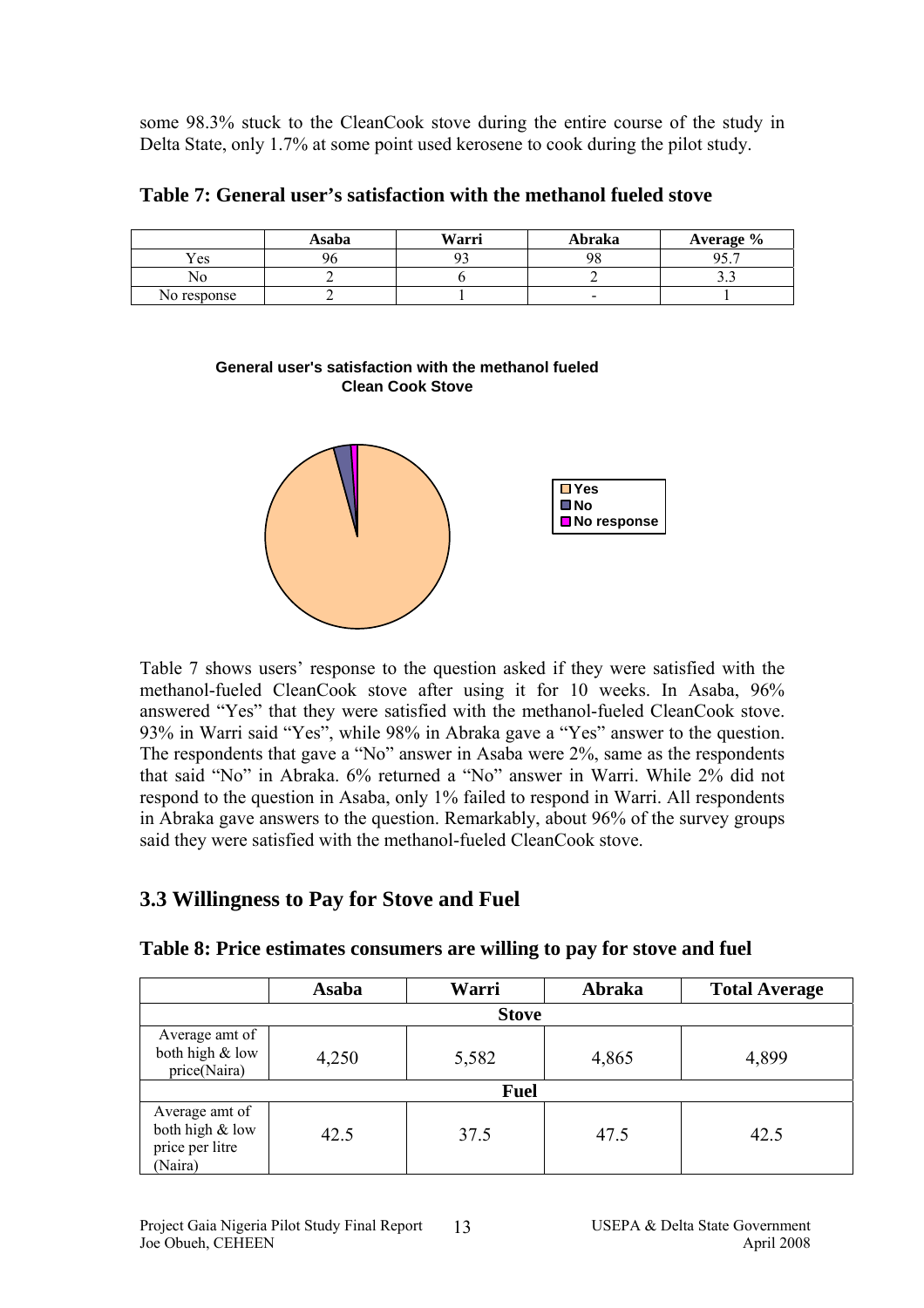some 98.3% stuck to the CleanCook stove during the entire course of the study in Delta State, only 1.7% at some point used kerosene to cook during the pilot study.

**Table 7: General user's satisfaction with the methanol fueled stove**

| | Asaba | Warri | Abraka | Average % |
|---|---|---|---|---|
| Yes | 96 | 93 | 98 | 95.7 |
| No | 2 | 6 | 2 | 3.3 |
| No response | 2 | 1 | - | 1 |

**General user's satisfaction with the methanol fueled Clean Cook Stove**

Yes
No
No response

Table 7 shows users' response to the question asked if they were satisfied with the methanol-fueled CleanCook stove after using it for 10 weeks. In Asaba, 96% answered "Yes" that they were satisfied with the methanol-fueled CleanCook stove. 93% in Warri said "Yes", while 98% in Abraka gave a "Yes" answer to the question. The respondents that gave a "No" answer in Asaba were 2%, same as the respondents that said "No" in Abraka. 6% returned a "No" answer in Warri. While 2% did not respond to the question in Asaba, only 1% failed to respond in Warri. All respondents in Abraka gave answers to the question. Remarkably, about 96% of the survey groups said they were satisfied with the methanol-fueled CleanCook stove.

## 3.3 Willingness to Pay for Stove and Fuel

**Table 8: Price estimates consumers are willing to pay for stove and fuel**

| | Asaba | Warri | Abraka | Total Average |
|---|---|---|---|---|
| **Stove** | | | | |
| Average amt of both high & low price(Naira) | 4,250 | 5,582 | 4,865 | 4,899 |
| **Fuel** | | | | |
| Average amt of both high & low price per litre (Naira) | 42.5 | 37.5 | 47.5 | 42.5 |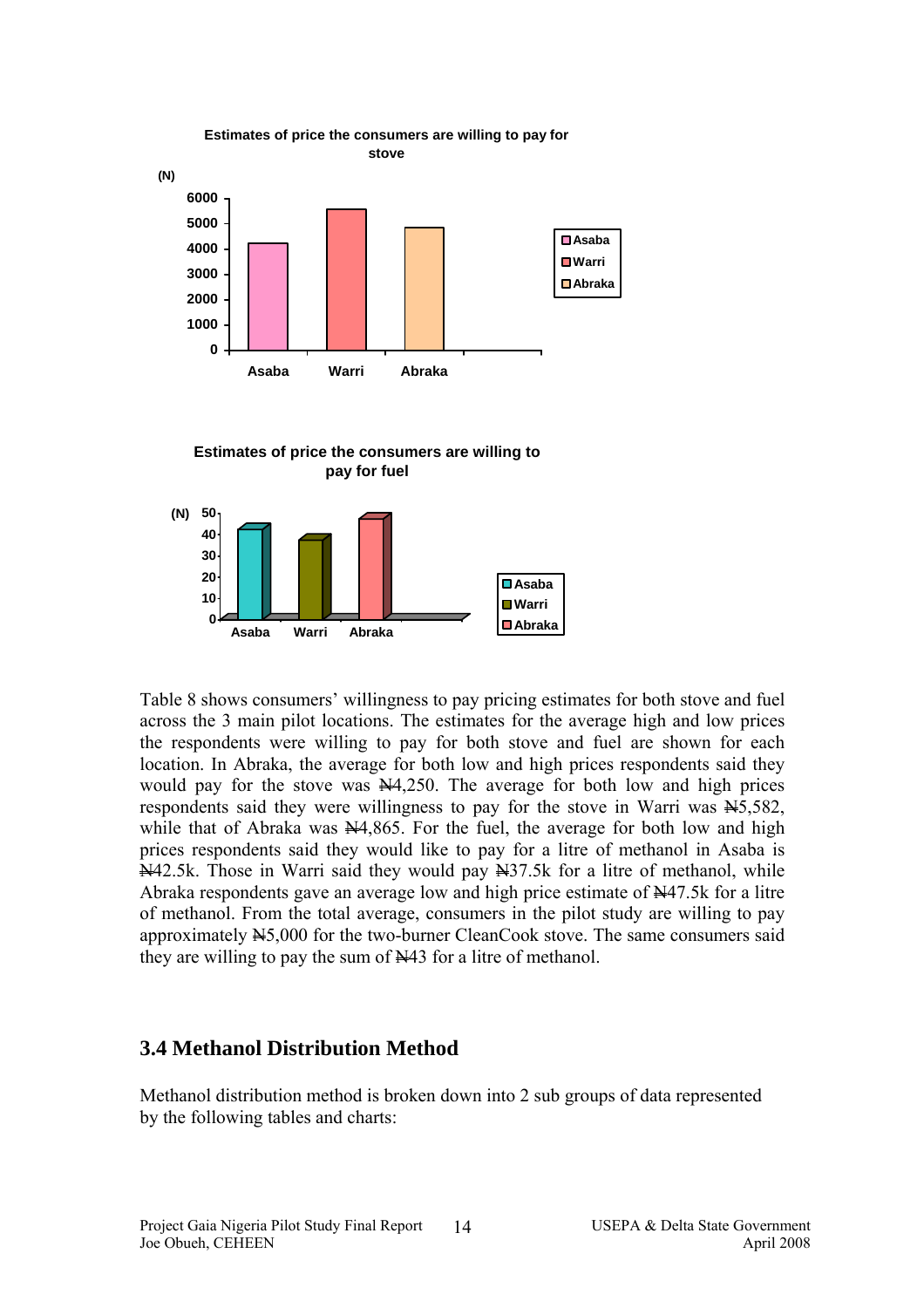**Estimates of price the consumers are willing to pay for stove**

(N) Asaba, Warri, Abraka

**Estimates of price the consumers are willing to pay for fuel**

(N) Asaba, Warri, Abraka

Table 8 shows consumers' willingness to pay pricing estimates for both stove and fuel across the 3 main pilot locations. The estimates for the average high and low prices the respondents were willing to pay for both stove and fuel are shown for each location. In Abraka, the average for both low and high prices respondents said they would pay for the stove was ₦4,250. The average for both low and high prices respondents said they were willingness to pay for the stove in Warri was ₦5,582, while that of Abraka was ₦4,865. For the fuel, the average for both low and high prices respondents said they would like to pay for a litre of methanol in Asaba is ₦42.5k. Those in Warri said they would pay ₦37.5k for a litre of methanol, while Abraka respondents gave an average low and high price estimate of ₦47.5k for a litre of methanol. From the total average, consumers in the pilot study are willing to pay approximately ₦5,000 for the two-burner CleanCook stove. The same consumers said they are willing to pay the sum of ₦43 for a litre of methanol.

## 3.4 Methanol Distribution Method

Methanol distribution method is broken down into 2 sub groups of data represented by the following tables and charts: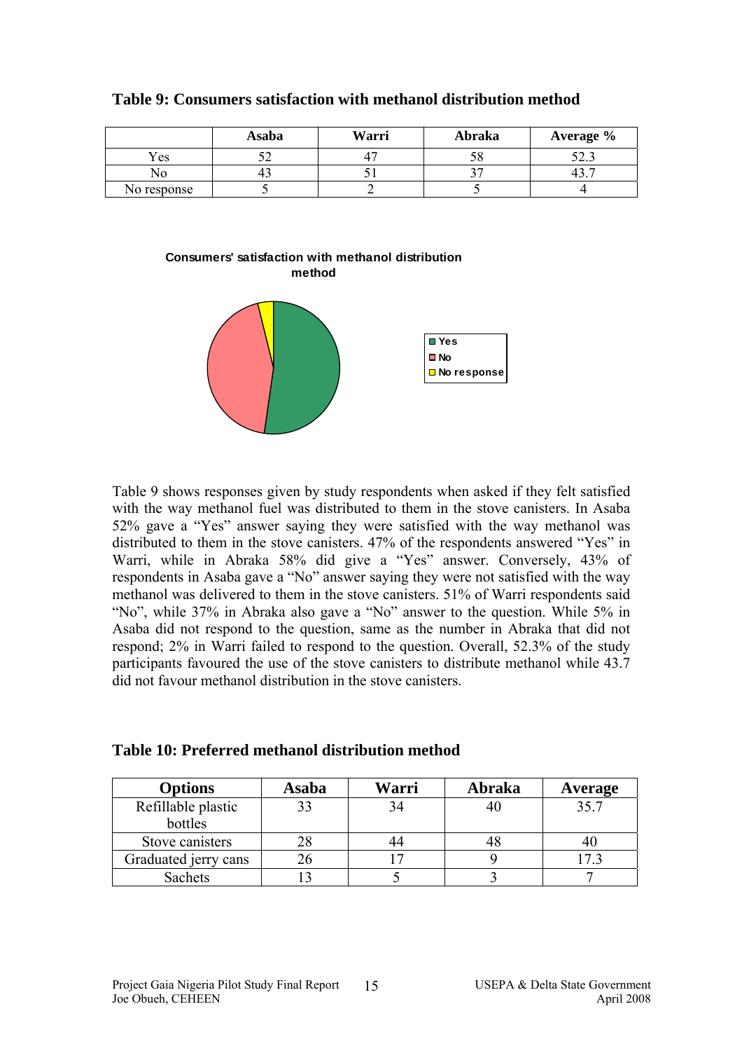**Table 9: Consumers satisfaction with methanol distribution method**

| | Asaba | Warri | Abraka | Average % |
|---|---|---|---|---|
| Yes | 52 | 47 | 58 | 52.3 |
| No | 43 | 51 | 37 | 43.7 |
| No response | 5 | 2 | 5 | 4 |

Table 9 shows responses given by study respondents when asked if they felt satisfied with the way methanol fuel was distributed to them in the stove canisters. In Asaba 52% gave a "Yes" answer saying they were satisfied with the way methanol was distributed to them in the stove canisters. 47% of the respondents answered "Yes" in Warri, while in Abraka 58% did give a "Yes" answer. Conversely, 43% of respondents in Asaba gave a "No" answer saying they were not satisfied with the way methanol was delivered to them in the stove canisters. 51% of Warri respondents said "No", while 37% in Abraka also gave a "No" answer to the question. While 5% in Asaba did not respond to the question, same as the number in Abraka that did not respond; 2% in Warri failed to respond to the question. Overall, 52.3% of the study participants favoured the use of the stove canisters to distribute methanol while 43.7 did not favour methanol distribution in the stove canisters.

**Table 10: Preferred methanol distribution method**

| Options | Asaba | Warri | Abraka | Average |
|---|---|---|---|---|
| Refillable plastic bottles | 33 | 34 | 40 | 35.7 |
| Stove canisters | 28 | 44 | 48 | 40 |
| Graduated jerry cans | 26 | 17 | 9 | 17.3 |
| Sachets | 13 | 5 | 3 | 7 |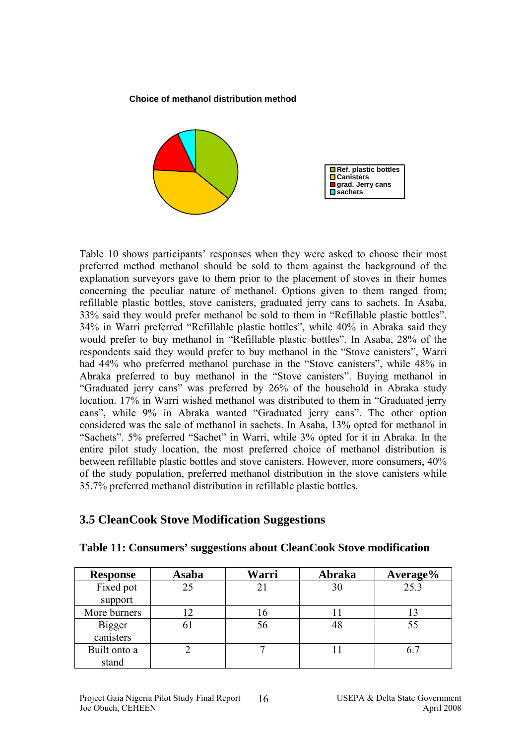**Choice of methanol distribution method**

Ref. plastic bottles
Canisters
grad. Jerry cans
sachets

Table 10 shows participants' responses when they were asked to choose their most preferred method methanol should be sold to them against the background of the explanation surveyors gave to them prior to the placement of stoves in their homes concerning the peculiar nature of methanol. Options given to them ranged from; refillable plastic bottles, stove canisters, graduated jerry cans to sachets. In Asaba, 33% said they would prefer methanol be sold to them in "Refillable plastic bottles". 34% in Warri preferred "Refillable plastic bottles", while 40% in Abraka said they would prefer to buy methanol in "Refillable plastic bottles". In Asaba, 28% of the respondents said they would prefer to buy methanol in the "Stove canisters", Warri had 44% who preferred methanol purchase in the "Stove canisters", while 48% in Abraka preferred to buy methanol in the "Stove canisters". Buying methanol in "Graduated jerry cans" was preferred by 26% of the household in Abraka study location. 17% in Warri wished methanol was distributed to them in "Graduated jerry cans", while 9% in Abraka wanted "Graduated jerry cans". The other option considered was the sale of methanol in sachets. In Asaba, 13% opted for methanol in "Sachets". 5% preferred "Sachet" in Warri, while 3% opted for it in Abraka. In the entire pilot study location, the most preferred choice of methanol distribution is between refillable plastic bottles and stove canisters. However, more consumers, 40% of the study population, preferred methanol distribution in the stove canisters while 35.7% preferred methanol distribution in refillable plastic bottles.

## 3.5 CleanCook Stove Modification Suggestions

**Table 11: Consumers' suggestions about CleanCook Stove modification**

| Response | Asaba | Warri | Abraka | Average% |
|---|---|---|---|---|
| Fixed pot support | 25 | 21 | 30 | 25.3 |
| More burners | 12 | 16 | 11 | 13 |
| Bigger canisters | 61 | 56 | 48 | 55 |
| Built onto a stand | 2 | 7 | 11 | 6.7 |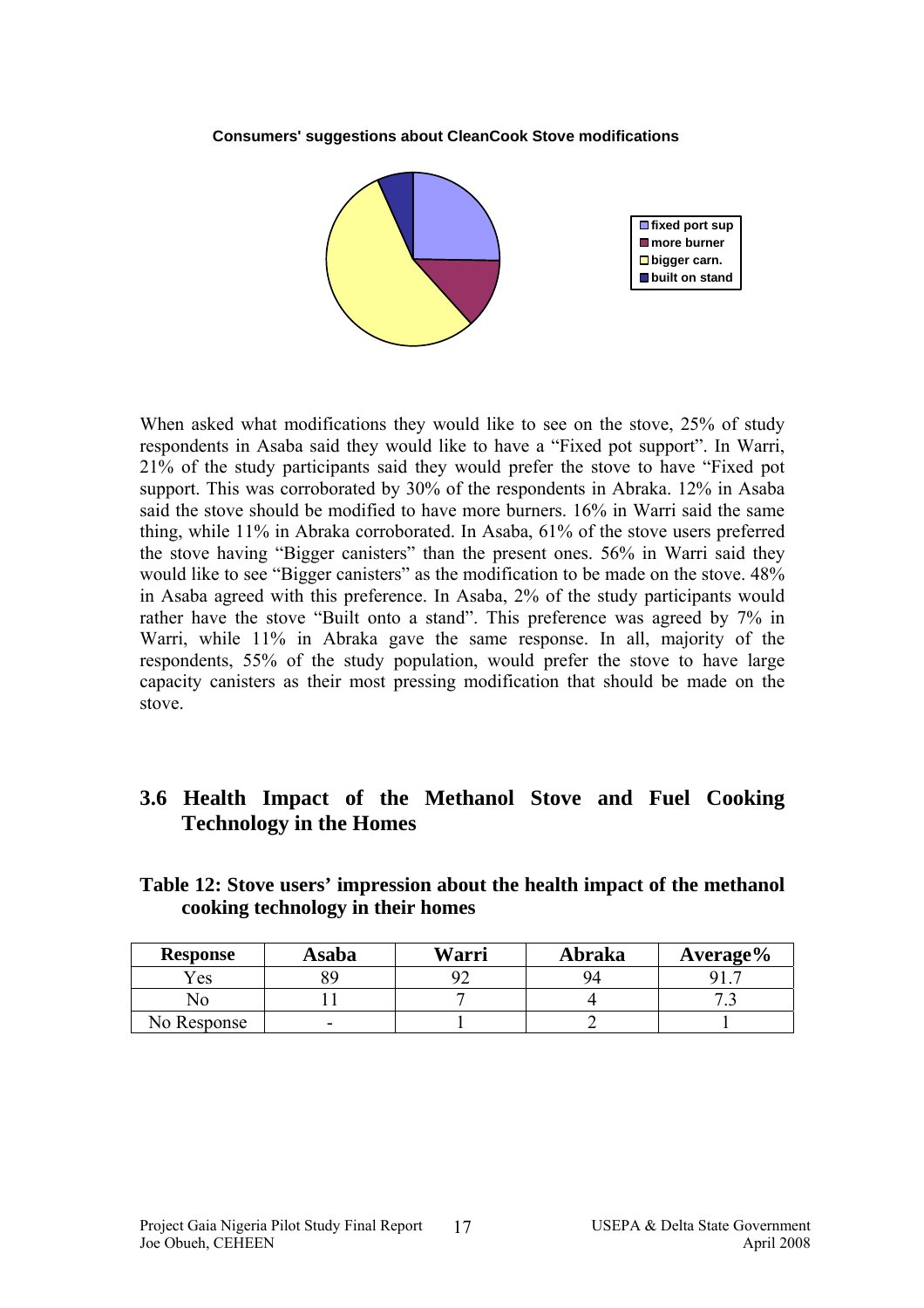**Consumers' suggestions about CleanCook Stove modifications**

- fixed port sup
- more burner
- bigger carn.
- built on stand

When asked what modifications they would like to see on the stove, 25% of study respondents in Asaba said they would like to have a "Fixed pot support". In Warri, 21% of the study participants said they would prefer the stove to have "Fixed pot support. This was corroborated by 30% of the respondents in Abraka. 12% in Asaba said the stove should be modified to have more burners. 16% in Warri said the same thing, while 11% in Abraka corroborated. In Asaba, 61% of the stove users preferred the stove having "Bigger canisters" than the present ones. 56% in Warri said they would like to see "Bigger canisters" as the modification to be made on the stove. 48% in Asaba agreed with this preference. In Asaba, 2% of the study participants would rather have the stove "Built onto a stand". This preference was agreed by 7% in Warri, while 11% in Abraka gave the same response. In all, majority of the respondents, 55% of the study population, would prefer the stove to have large capacity canisters as their most pressing modification that should be made on the stove.

## 3.6 Health Impact of the Methanol Stove and Fuel Cooking Technology in the Homes

**Table 12: Stove users' impression about the health impact of the methanol cooking technology in their homes**

| Response | Asaba | Warri | Abraka | Average% |
|---|---|---|---|---|
| Yes | 89 | 92 | 94 | 91.7 |
| No | 11 | 7 | 4 | 7.3 |
| No Response | - | 1 | 2 | 1 |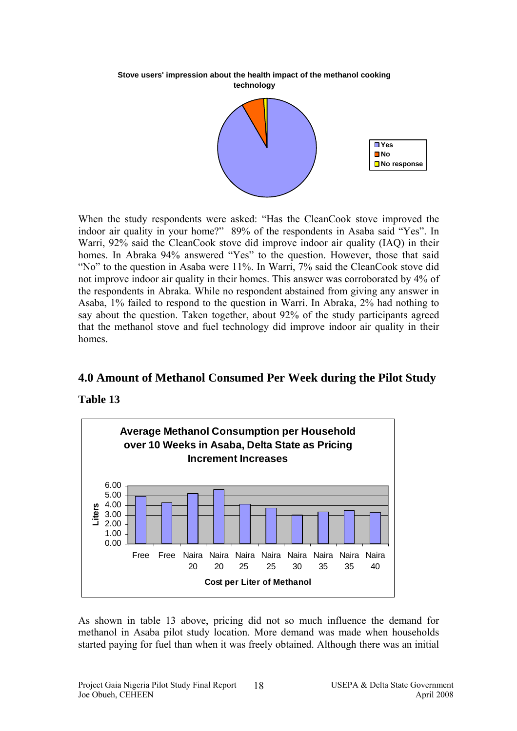**Stove users' impression about the health impact of the methanol cooking technology**

- Yes
- No
- No response

When the study respondents were asked: "Has the CleanCook stove improved the indoor air quality in your home?" 89% of the respondents in Asaba said "Yes". In Warri, 92% said the CleanCook stove did improve indoor air quality (IAQ) in their homes. In Abraka 94% answered "Yes" to the question. However, those that said "No" to the question in Asaba were 11%. In Warri, 7% said the CleanCook stove did not improve indoor air quality in their homes. This answer was corroborated by 4% of the respondents in Abraka. While no respondent abstained from giving any answer in Asaba, 1% failed to respond to the question in Warri. In Abraka, 2% had nothing to say about the question. Taken together, about 92% of the study participants agreed that the methanol stove and fuel technology did improve indoor air quality in their homes.

## 4.0 Amount of Methanol Consumed Per Week during the Pilot Study

**Table 13**

**Average Methanol Consumption per Household over 10 Weeks in Asaba, Delta State as Pricing Increment Increases**

Liters (y-axis: 0.00–6.00); Cost per Liter of Methanol (x-axis): Free, Free, Naira 20, Naira 20, Naira 25, Naira 25, Naira 30, Naira 35, Naira 35, Naira 40

As shown in table 13 above, pricing did not so much influence the demand for methanol in Asaba pilot study location. More demand was made when households started paying for fuel than when it was freely obtained. Although there was an initial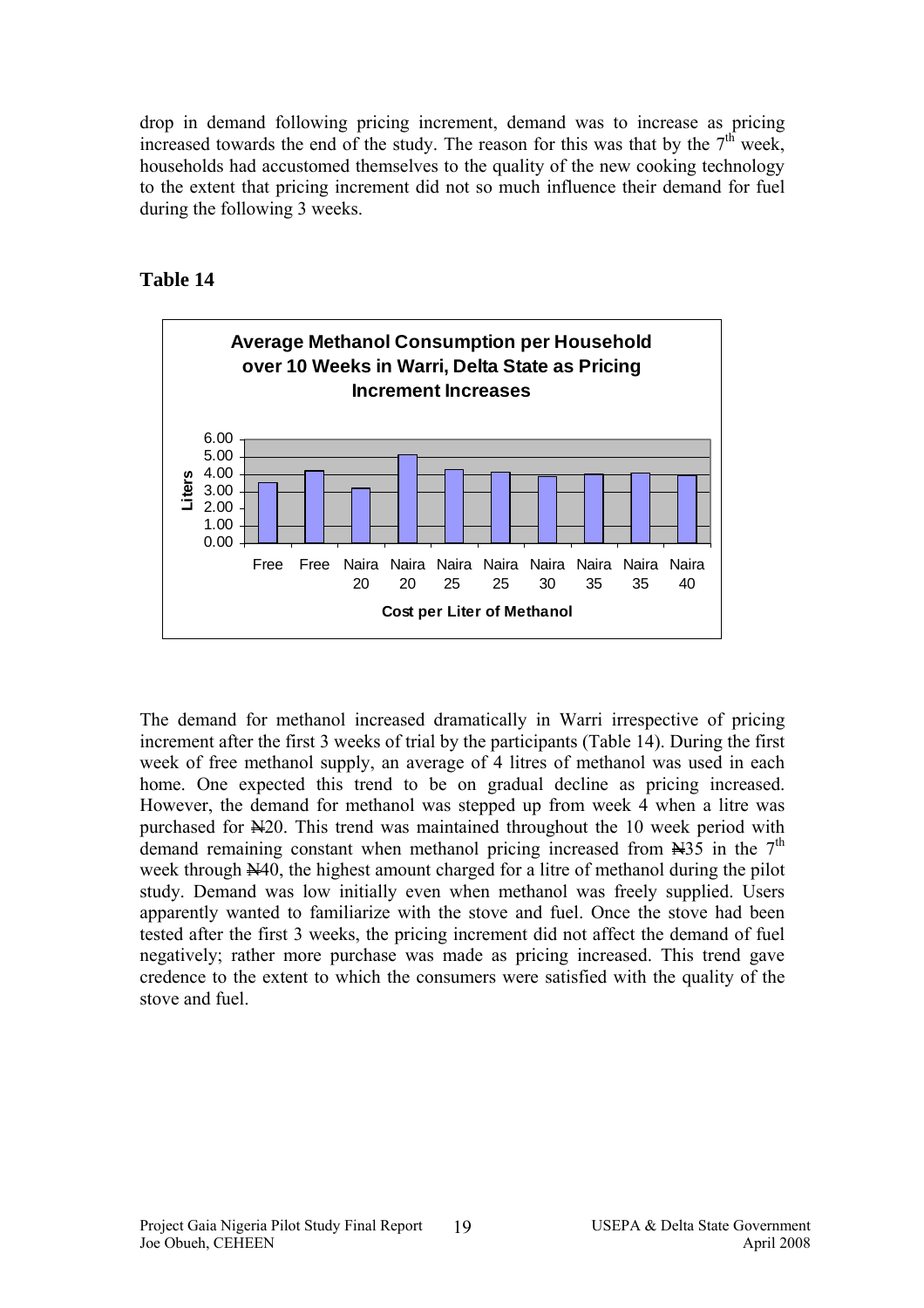drop in demand following pricing increment, demand was to increase as pricing increased towards the end of the study. The reason for this was that by the 7th week, households had accustomed themselves to the quality of the new cooking technology to the extent that pricing increment did not so much influence their demand for fuel during the following 3 weeks.

**Table 14**

**Average Methanol Consumption per Household over 10 Weeks in Warri, Delta State as Pricing Increment Increases**

Liters

Free | Free | Naira 20 | Naira 20 | Naira 25 | Naira 25 | Naira 30 | Naira 35 | Naira 35 | Naira 40

**Cost per Liter of Methanol**

The demand for methanol increased dramatically in Warri irrespective of pricing increment after the first 3 weeks of trial by the participants (Table 14). During the first week of free methanol supply, an average of 4 litres of methanol was used in each home. One expected this trend to be on gradual decline as pricing increased. However, the demand for methanol was stepped up from week 4 when a litre was purchased for ₦20. This trend was maintained throughout the 10 week period with demand remaining constant when methanol pricing increased from ₦35 in the 7th week through ₦40, the highest amount charged for a litre of methanol during the pilot study. Demand was low initially even when methanol was freely supplied. Users apparently wanted to familiarize with the stove and fuel. Once the stove had been tested after the first 3 weeks, the pricing increment did not affect the demand of fuel negatively; rather more purchase was made as pricing increased. This trend gave credence to the extent to which the consumers were satisfied with the quality of the stove and fuel.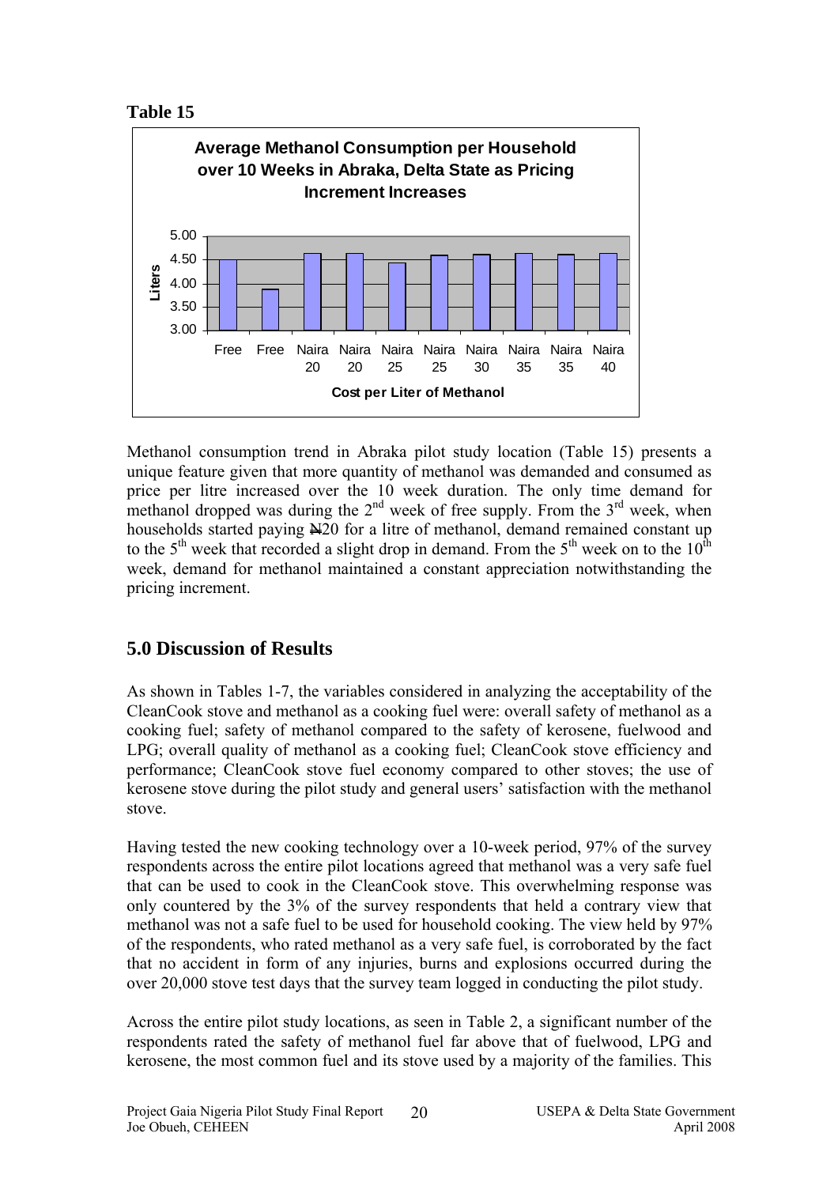**Table 15**

Average Methanol Consumption per Household over 10 Weeks in Abraka, Delta State as Pricing Increment Increases

| Cost per Liter of Methanol | Free | Free | Naira 20 | Naira 20 | Naira 25 | Naira 25 | Naira 30 | Naira 35 | Naira 35 | Naira 40 |
|---|---|---|---|---|---|---|---|---|---|---|
| Liters | 4.50 | 3.88 | 4.63 | 4.63 | 4.43 | 4.59 | 4.61 | 4.63 | 4.61 | 4.63 |

Methanol consumption trend in Abraka pilot study location (Table 15) presents a unique feature given that more quantity of methanol was demanded and consumed as price per litre increased over the 10 week duration. The only time demand for methanol dropped was during the 2nd week of free supply. From the 3rd week, when households started paying ₦20 for a litre of methanol, demand remained constant up to the 5th week that recorded a slight drop in demand. From the 5th week on to the 10th week, demand for methanol maintained a constant appreciation notwithstanding the pricing increment.

## 5.0 Discussion of Results

As shown in Tables 1-7, the variables considered in analyzing the acceptability of the CleanCook stove and methanol as a cooking fuel were: overall safety of methanol as a cooking fuel; safety of methanol compared to the safety of kerosene, fuelwood and LPG; overall quality of methanol as a cooking fuel; CleanCook stove efficiency and performance; CleanCook stove fuel economy compared to other stoves; the use of kerosene stove during the pilot study and general users' satisfaction with the methanol stove.

Having tested the new cooking technology over a 10-week period, 97% of the survey respondents across the entire pilot locations agreed that methanol was a very safe fuel that can be used to cook in the CleanCook stove. This overwhelming response was only countered by the 3% of the survey respondents that held a contrary view that methanol was not a safe fuel to be used for household cooking. The view held by 97% of the respondents, who rated methanol as a very safe fuel, is corroborated by the fact that no accident in form of any injuries, burns and explosions occurred during the over 20,000 stove test days that the survey team logged in conducting the pilot study.

Across the entire pilot study locations, as seen in Table 2, a significant number of the respondents rated the safety of methanol fuel far above that of fuelwood, LPG and kerosene, the most common fuel and its stove used by a majority of the families. This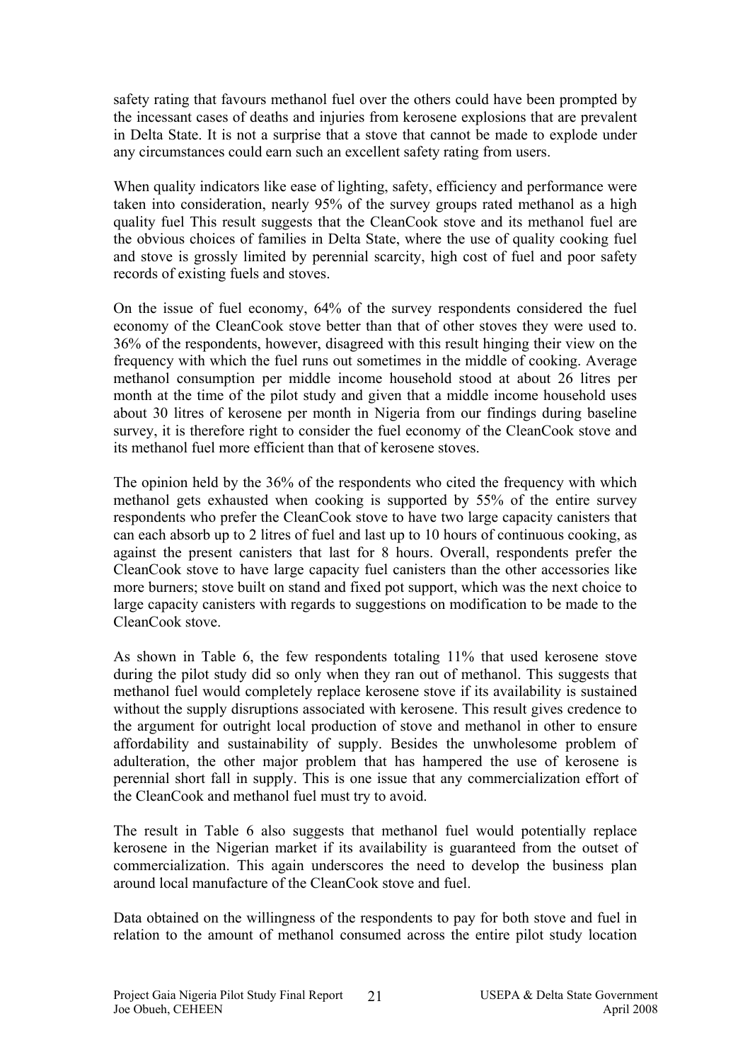safety rating that favours methanol fuel over the others could have been prompted by the incessant cases of deaths and injuries from kerosene explosions that are prevalent in Delta State. It is not a surprise that a stove that cannot be made to explode under any circumstances could earn such an excellent safety rating from users.

When quality indicators like ease of lighting, safety, efficiency and performance were taken into consideration, nearly 95% of the survey groups rated methanol as a high quality fuel This result suggests that the CleanCook stove and its methanol fuel are the obvious choices of families in Delta State, where the use of quality cooking fuel and stove is grossly limited by perennial scarcity, high cost of fuel and poor safety records of existing fuels and stoves.

On the issue of fuel economy, 64% of the survey respondents considered the fuel economy of the CleanCook stove better than that of other stoves they were used to. 36% of the respondents, however, disagreed with this result hinging their view on the frequency with which the fuel runs out sometimes in the middle of cooking. Average methanol consumption per middle income household stood at about 26 litres per month at the time of the pilot study and given that a middle income household uses about 30 litres of kerosene per month in Nigeria from our findings during baseline survey, it is therefore right to consider the fuel economy of the CleanCook stove and its methanol fuel more efficient than that of kerosene stoves.

The opinion held by the 36% of the respondents who cited the frequency with which methanol gets exhausted when cooking is supported by 55% of the entire survey respondents who prefer the CleanCook stove to have two large capacity canisters that can each absorb up to 2 litres of fuel and last up to 10 hours of continuous cooking, as against the present canisters that last for 8 hours. Overall, respondents prefer the CleanCook stove to have large capacity fuel canisters than the other accessories like more burners; stove built on stand and fixed pot support, which was the next choice to large capacity canisters with regards to suggestions on modification to be made to the CleanCook stove.

As shown in Table 6, the few respondents totaling 11% that used kerosene stove during the pilot study did so only when they ran out of methanol. This suggests that methanol fuel would completely replace kerosene stove if its availability is sustained without the supply disruptions associated with kerosene. This result gives credence to the argument for outright local production of stove and methanol in other to ensure affordability and sustainability of supply. Besides the unwholesome problem of adulteration, the other major problem that has hampered the use of kerosene is perennial short fall in supply. This is one issue that any commercialization effort of the CleanCook and methanol fuel must try to avoid.

The result in Table 6 also suggests that methanol fuel would potentially replace kerosene in the Nigerian market if its availability is guaranteed from the outset of commercialization. This again underscores the need to develop the business plan around local manufacture of the CleanCook stove and fuel.

Data obtained on the willingness of the respondents to pay for both stove and fuel in relation to the amount of methanol consumed across the entire pilot study location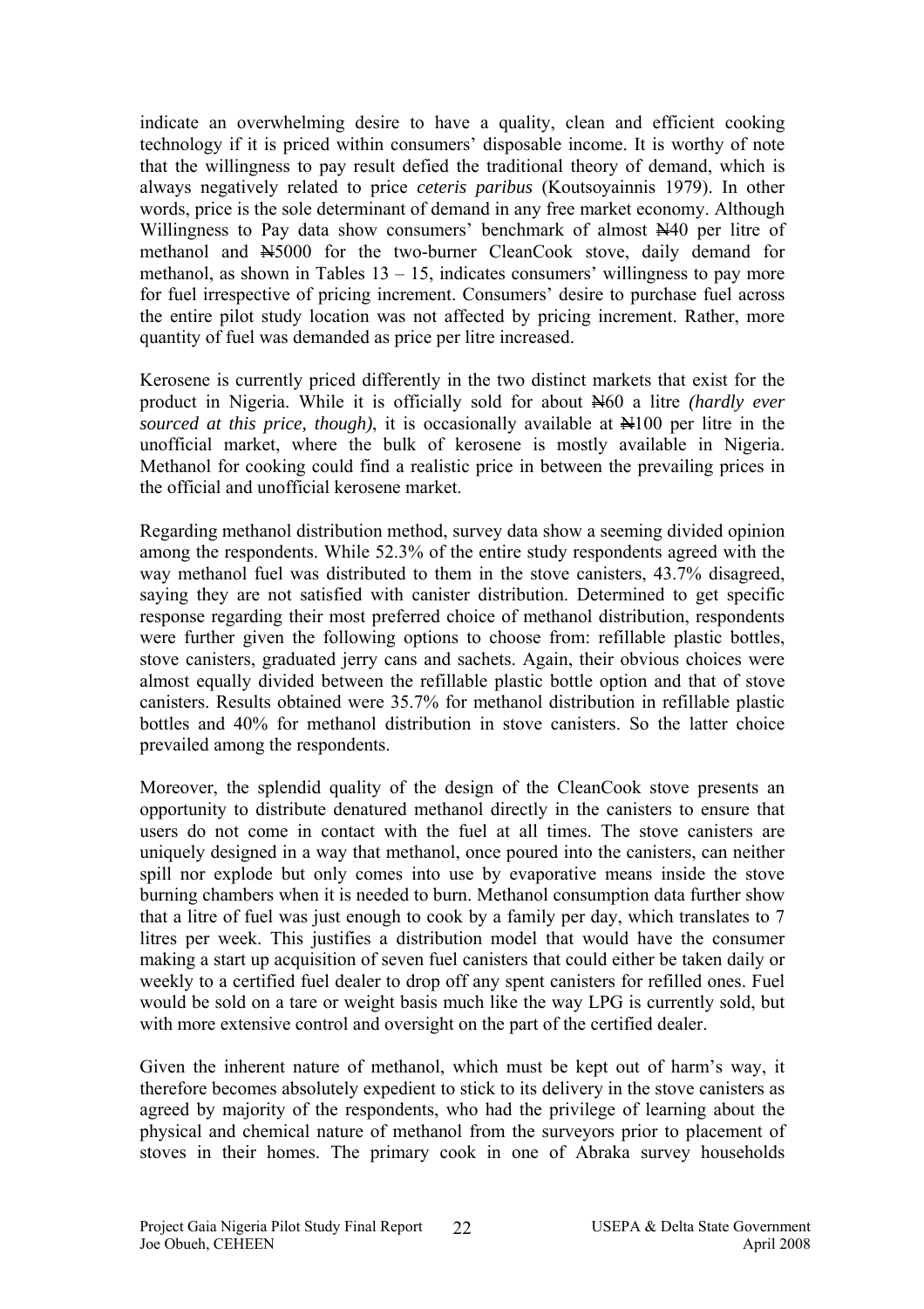indicate an overwhelming desire to have a quality, clean and efficient cooking technology if it is priced within consumers' disposable income. It is worthy of note that the willingness to pay result defied the traditional theory of demand, which is always negatively related to price *ceteris paribus* (Koutsoyainnis 1979). In other words, price is the sole determinant of demand in any free market economy. Although Willingness to Pay data show consumers' benchmark of almost ₦40 per litre of methanol and ₦5000 for the two-burner CleanCook stove, daily demand for methanol, as shown in Tables 13 – 15, indicates consumers' willingness to pay more for fuel irrespective of pricing increment. Consumers' desire to purchase fuel across the entire pilot study location was not affected by pricing increment. Rather, more quantity of fuel was demanded as price per litre increased.

Kerosene is currently priced differently in the two distinct markets that exist for the product in Nigeria. While it is officially sold for about ₦60 a litre *(hardly ever sourced at this price, though)*, it is occasionally available at ₦100 per litre in the unofficial market, where the bulk of kerosene is mostly available in Nigeria. Methanol for cooking could find a realistic price in between the prevailing prices in the official and unofficial kerosene market.

Regarding methanol distribution method, survey data show a seeming divided opinion among the respondents. While 52.3% of the entire study respondents agreed with the way methanol fuel was distributed to them in the stove canisters, 43.7% disagreed, saying they are not satisfied with canister distribution. Determined to get specific response regarding their most preferred choice of methanol distribution, respondents were further given the following options to choose from: refillable plastic bottles, stove canisters, graduated jerry cans and sachets. Again, their obvious choices were almost equally divided between the refillable plastic bottle option and that of stove canisters. Results obtained were 35.7% for methanol distribution in refillable plastic bottles and 40% for methanol distribution in stove canisters. So the latter choice prevailed among the respondents.

Moreover, the splendid quality of the design of the CleanCook stove presents an opportunity to distribute denatured methanol directly in the canisters to ensure that users do not come in contact with the fuel at all times. The stove canisters are uniquely designed in a way that methanol, once poured into the canisters, can neither spill nor explode but only comes into use by evaporative means inside the stove burning chambers when it is needed to burn. Methanol consumption data further show that a litre of fuel was just enough to cook by a family per day, which translates to 7 litres per week. This justifies a distribution model that would have the consumer making a start up acquisition of seven fuel canisters that could either be taken daily or weekly to a certified fuel dealer to drop off any spent canisters for refilled ones. Fuel would be sold on a tare or weight basis much like the way LPG is currently sold, but with more extensive control and oversight on the part of the certified dealer.

Given the inherent nature of methanol, which must be kept out of harm's way, it therefore becomes absolutely expedient to stick to its delivery in the stove canisters as agreed by majority of the respondents, who had the privilege of learning about the physical and chemical nature of methanol from the surveyors prior to placement of stoves in their homes. The primary cook in one of Abraka survey households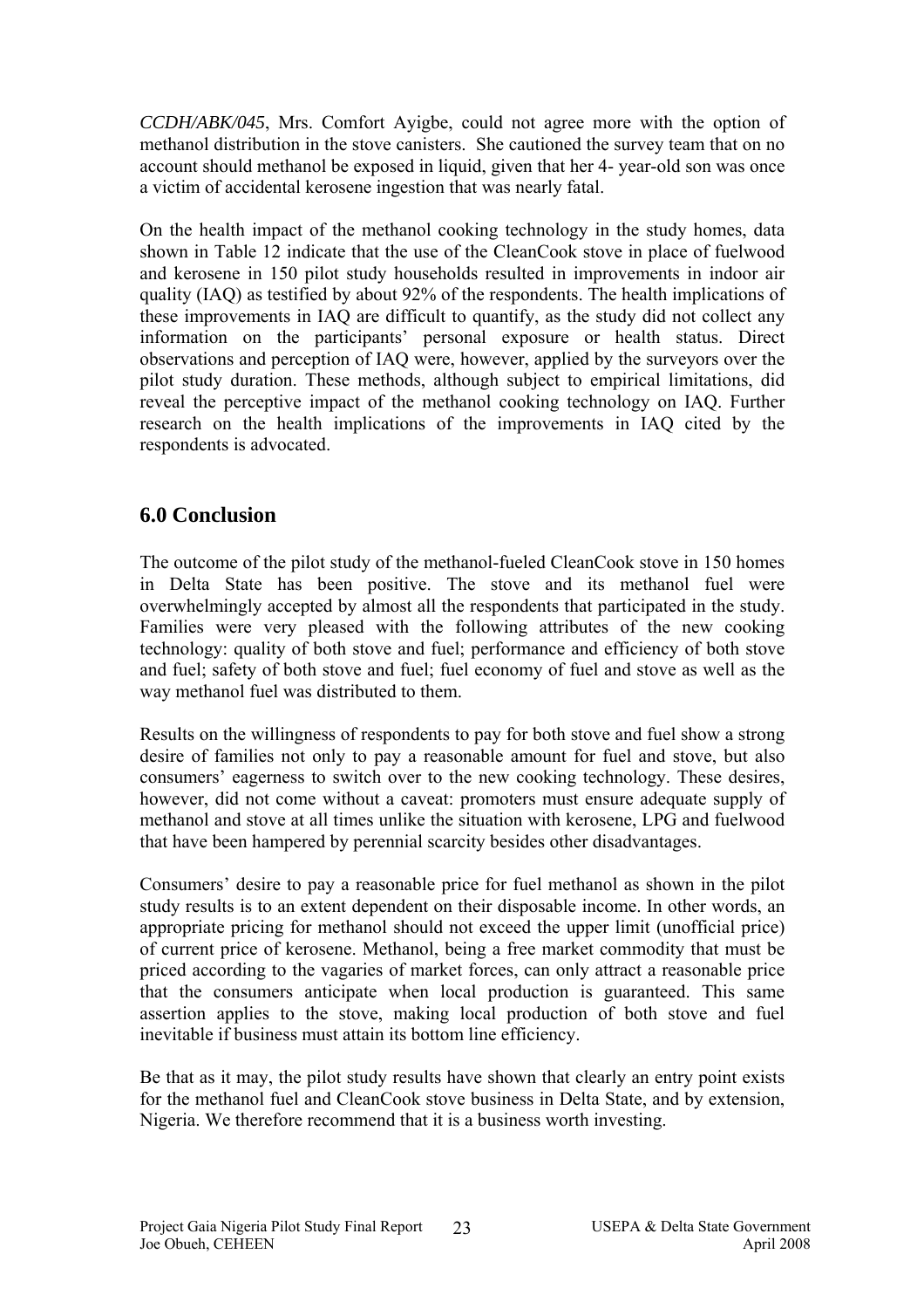*CCDH/ABK/045*, Mrs. Comfort Ayigbe, could not agree more with the option of methanol distribution in the stove canisters. She cautioned the survey team that on no account should methanol be exposed in liquid, given that her 4- year-old son was once a victim of accidental kerosene ingestion that was nearly fatal.

On the health impact of the methanol cooking technology in the study homes, data shown in Table 12 indicate that the use of the CleanCook stove in place of fuelwood and kerosene in 150 pilot study households resulted in improvements in indoor air quality (IAQ) as testified by about 92% of the respondents. The health implications of these improvements in IAQ are difficult to quantify, as the study did not collect any information on the participants' personal exposure or health status. Direct observations and perception of IAQ were, however, applied by the surveyors over the pilot study duration. These methods, although subject to empirical limitations, did reveal the perceptive impact of the methanol cooking technology on IAQ. Further research on the health implications of the improvements in IAQ cited by the respondents is advocated.

## 6.0 Conclusion

The outcome of the pilot study of the methanol-fueled CleanCook stove in 150 homes in Delta State has been positive. The stove and its methanol fuel were overwhelmingly accepted by almost all the respondents that participated in the study. Families were very pleased with the following attributes of the new cooking technology: quality of both stove and fuel; performance and efficiency of both stove and fuel; safety of both stove and fuel; fuel economy of fuel and stove as well as the way methanol fuel was distributed to them.

Results on the willingness of respondents to pay for both stove and fuel show a strong desire of families not only to pay a reasonable amount for fuel and stove, but also consumers' eagerness to switch over to the new cooking technology. These desires, however, did not come without a caveat: promoters must ensure adequate supply of methanol and stove at all times unlike the situation with kerosene, LPG and fuelwood that have been hampered by perennial scarcity besides other disadvantages.

Consumers' desire to pay a reasonable price for fuel methanol as shown in the pilot study results is to an extent dependent on their disposable income. In other words, an appropriate pricing for methanol should not exceed the upper limit (unofficial price) of current price of kerosene. Methanol, being a free market commodity that must be priced according to the vagaries of market forces, can only attract a reasonable price that the consumers anticipate when local production is guaranteed. This same assertion applies to the stove, making local production of both stove and fuel inevitable if business must attain its bottom line efficiency.

Be that as it may, the pilot study results have shown that clearly an entry point exists for the methanol fuel and CleanCook stove business in Delta State, and by extension, Nigeria. We therefore recommend that it is a business worth investing.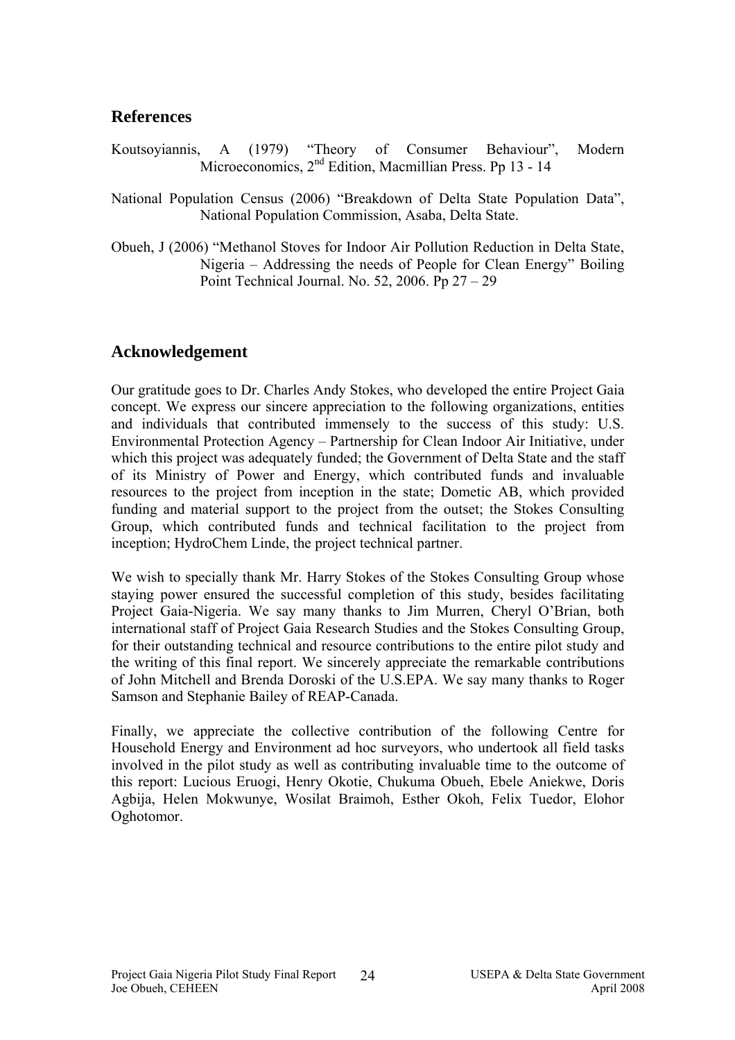## References

Koutsoyiannis, A (1979) "Theory of Consumer Behaviour", Modern Microeconomics, 2nd Edition, Macmillian Press. Pp 13 - 14

National Population Census (2006) "Breakdown of Delta State Population Data", National Population Commission, Asaba, Delta State.

Obueh, J (2006) "Methanol Stoves for Indoor Air Pollution Reduction in Delta State, Nigeria – Addressing the needs of People for Clean Energy" Boiling Point Technical Journal. No. 52, 2006. Pp 27 – 29

## Acknowledgement

Our gratitude goes to Dr. Charles Andy Stokes, who developed the entire Project Gaia concept. We express our sincere appreciation to the following organizations, entities and individuals that contributed immensely to the success of this study: U.S. Environmental Protection Agency – Partnership for Clean Indoor Air Initiative, under which this project was adequately funded; the Government of Delta State and the staff of its Ministry of Power and Energy, which contributed funds and invaluable resources to the project from inception in the state; Dometic AB, which provided funding and material support to the project from the outset; the Stokes Consulting Group, which contributed funds and technical facilitation to the project from inception; HydroChem Linde, the project technical partner.

We wish to specially thank Mr. Harry Stokes of the Stokes Consulting Group whose staying power ensured the successful completion of this study, besides facilitating Project Gaia-Nigeria. We say many thanks to Jim Murren, Cheryl O'Brian, both international staff of Project Gaia Research Studies and the Stokes Consulting Group, for their outstanding technical and resource contributions to the entire pilot study and the writing of this final report. We sincerely appreciate the remarkable contributions of John Mitchell and Brenda Doroski of the U.S.EPA. We say many thanks to Roger Samson and Stephanie Bailey of REAP-Canada.

Finally, we appreciate the collective contribution of the following Centre for Household Energy and Environment ad hoc surveyors, who undertook all field tasks involved in the pilot study as well as contributing invaluable time to the outcome of this report: Lucious Eruogi, Henry Okotie, Chukuma Obueh, Ebele Aniekwe, Doris Agbija, Helen Mokwunye, Wosilat Braimoh, Esther Okoh, Felix Tuedor, Elohor Oghotomor.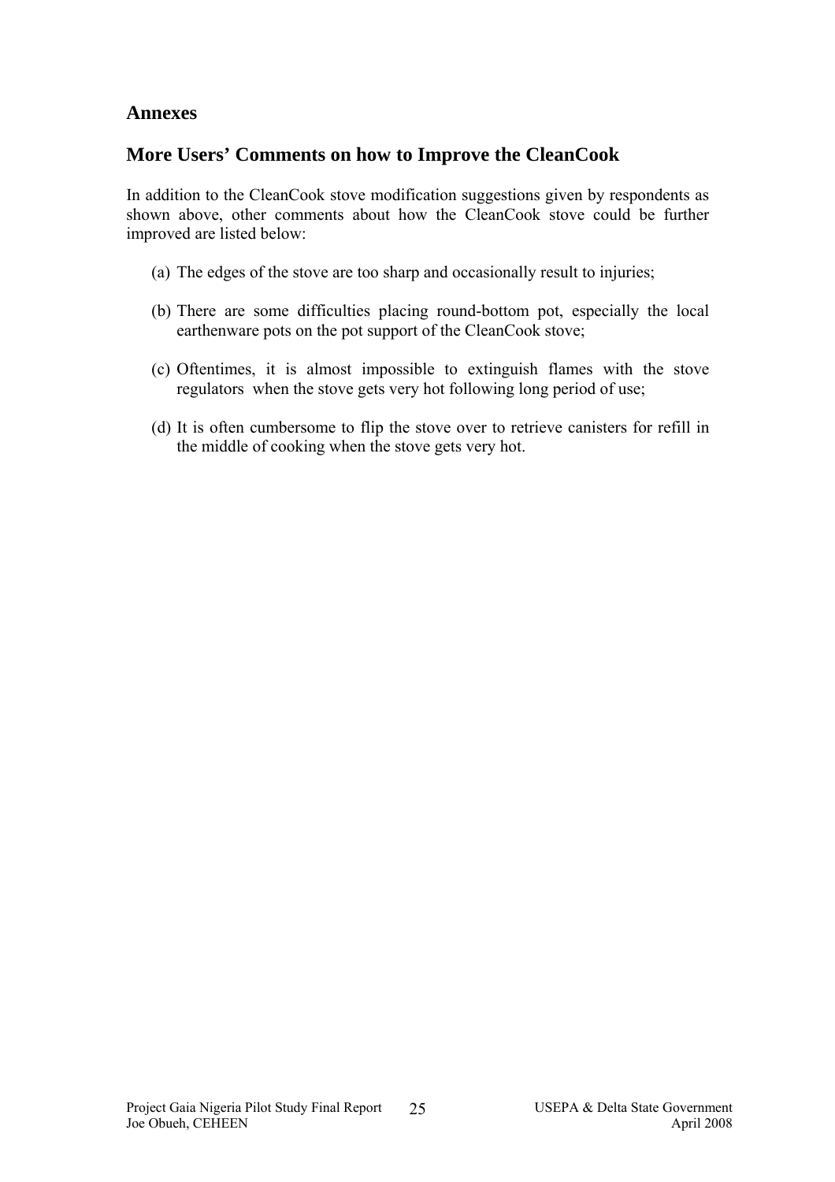## Annexes

## More Users' Comments on how to Improve the CleanCook

In addition to the CleanCook stove modification suggestions given by respondents as shown above, other comments about how the CleanCook stove could be further improved are listed below:

(a) The edges of the stove are too sharp and occasionally result to injuries;

(b) There are some difficulties placing round-bottom pot, especially the local earthenware pots on the pot support of the CleanCook stove;

(c) Oftentimes, it is almost impossible to extinguish flames with the stove regulators when the stove gets very hot following long period of use;

(d) It is often cumbersome to flip the stove over to retrieve canisters for refill in the middle of cooking when the stove gets very hot.